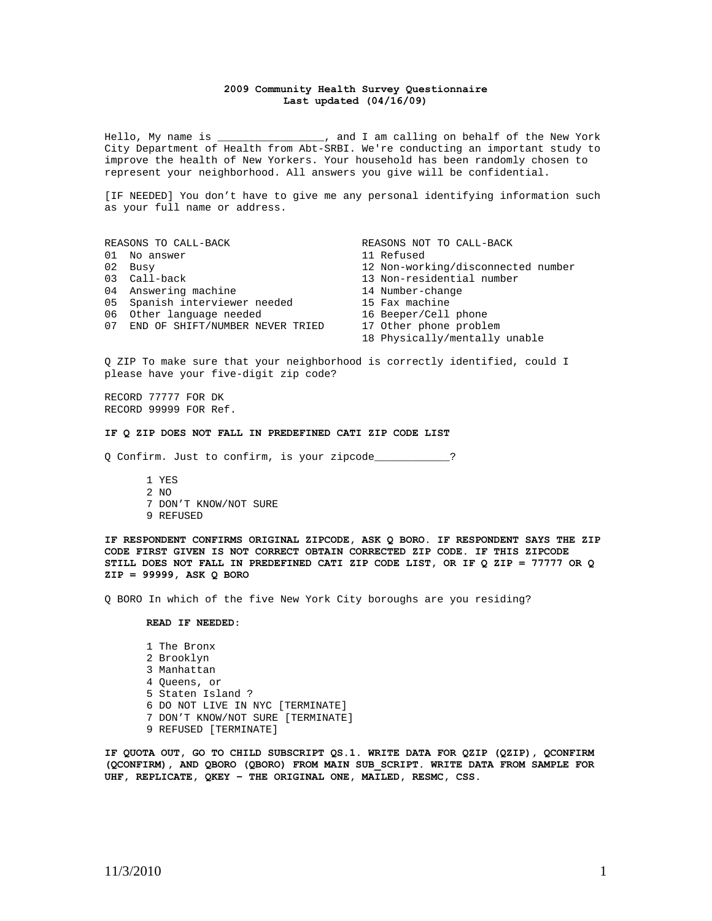**2009 Community Health Survey Questionnaire**
**Last updated (04/16/09)**

Hello, My name is _________________, and I am calling on behalf of the New York City Department of Health from Abt-SRBI. We're conducting an important study to improve the health of New Yorkers. Your household has been randomly chosen to represent your neighborhood. All answers you give will be confidential.

[IF NEEDED] You don't have to give me any personal identifying information such as your full name or address.

| REASONS TO CALL-BACK | REASONS NOT TO CALL-BACK |
|---|---|
| 01 No answer | 11 Refused |
| 02 Busy | 12 Non-working/disconnected number |
| 03 Call-back | 13 Non-residential number |
| 04 Answering machine | 14 Number-change |
| 05 Spanish interviewer needed | 15 Fax machine |
| 06 Other language needed | 16 Beeper/Cell phone |
| 07 END OF SHIFT/NUMBER NEVER TRIED | 17 Other phone problem |
| | 18 Physically/mentally unable |

Q ZIP To make sure that your neighborhood is correctly identified, could I please have your five-digit zip code?

RECORD 77777 FOR DK
RECORD 99999 FOR Ref.

**IF Q ZIP DOES NOT FALL IN PREDEFINED CATI ZIP CODE LIST**

Q Confirm. Just to confirm, is your zipcode___________?

1 YES
2 NO
7 DON'T KNOW/NOT SURE
9 REFUSED

**IF RESPONDENT CONFIRMS ORIGINAL ZIPCODE, ASK Q BORO. IF RESPONDENT SAYS THE ZIP CODE FIRST GIVEN IS NOT CORRECT OBTAIN CORRECTED ZIP CODE. IF THIS ZIPCODE STILL DOES NOT FALL IN PREDEFINED CATI ZIP CODE LIST, OR IF Q ZIP = 77777 OR Q ZIP = 99999, ASK Q BORO**

Q BORO In which of the five New York City boroughs are you residing?

**READ IF NEEDED:**

1 The Bronx
2 Brooklyn
3 Manhattan
4 Queens, or
5 Staten Island ?
6 DO NOT LIVE IN NYC [TERMINATE]
7 DON'T KNOW/NOT SURE [TERMINATE]
9 REFUSED [TERMINATE]

**IF QUOTA OUT, GO TO CHILD SUBSCRIPT QS.1. WRITE DATA FOR QZIP (QZIP), QCONFIRM (QCONFIRM), AND QBORO (QBORO) FROM MAIN SUB_SCRIPT. WRITE DATA FROM SAMPLE FOR UHF, REPLICATE, QKEY – THE ORIGINAL ONE, MAILED, RESMC, CSS.**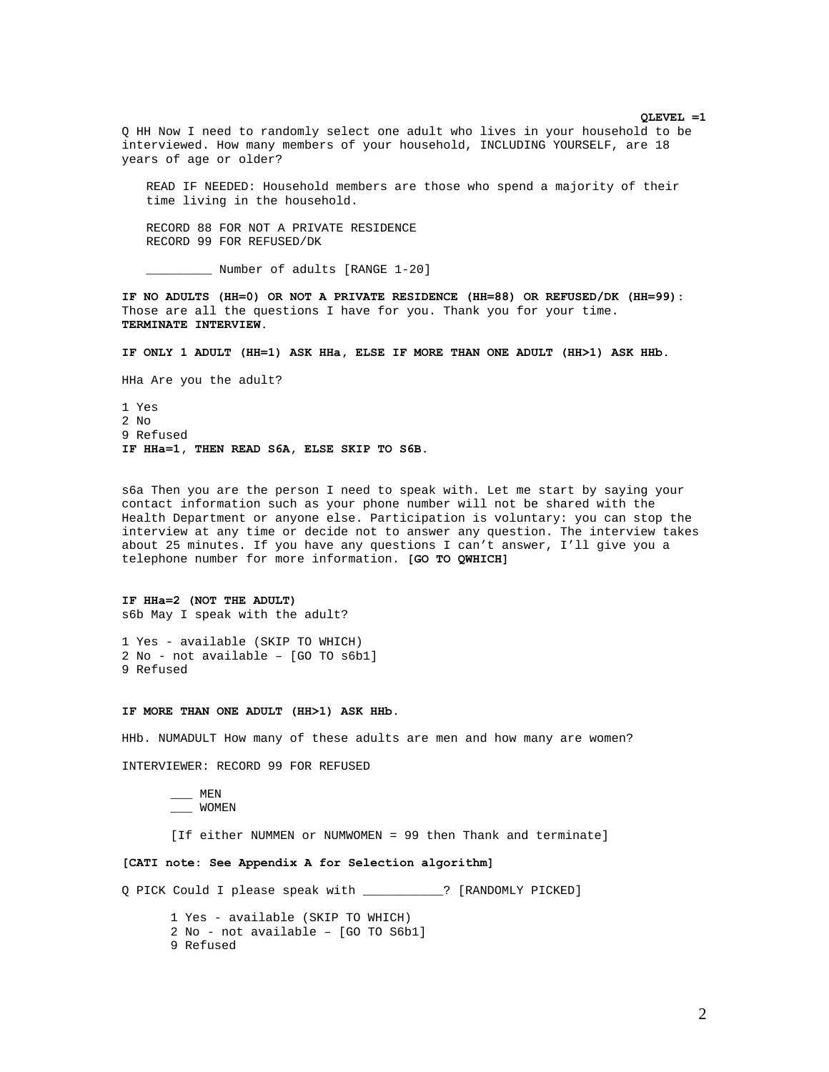**QLEVEL =1**

Q HH Now I need to randomly select one adult who lives in your household to be interviewed. How many members of your household, INCLUDING YOURSELF, are 18 years of age or older?

READ IF NEEDED: Household members are those who spend a majority of their time living in the household.

RECORD 88 FOR NOT A PRIVATE RESIDENCE
RECORD 99 FOR REFUSED/DK

_________ Number of adults [RANGE 1-20]

**IF NO ADULTS (HH=0) OR NOT A PRIVATE RESIDENCE (HH=88) OR REFUSED/DK (HH=99):** Those are all the questions I have for you. Thank you for your time. **TERMINATE INTERVIEW.**

**IF ONLY 1 ADULT (HH=1) ASK HHa, ELSE IF MORE THAN ONE ADULT (HH>1) ASK HHb.**

HHa Are you the adult?

1 Yes
2 No
9 Refused
**IF HHa=1, THEN READ S6A, ELSE SKIP TO S6B.**

s6a Then you are the person I need to speak with. Let me start by saying your contact information such as your phone number will not be shared with the Health Department or anyone else. Participation is voluntary: you can stop the interview at any time or decide not to answer any question. The interview takes about 25 minutes. If you have any questions I can't answer, I'll give you a telephone number for more information. **[GO TO QWHICH]**

**IF HHa=2 (NOT THE ADULT)**
s6b May I speak with the adult?

1 Yes - available (SKIP TO WHICH)
2 No - not available – [GO TO s6b1]
9 Refused

**IF MORE THAN ONE ADULT (HH>1) ASK HHb.**

HHb. NUMADULT How many of these adults are men and how many are women?

INTERVIEWER: RECORD 99 FOR REFUSED

___ MEN
___ WOMEN

[If either NUMMEN or NUMWOMEN = 99 then Thank and terminate]

**[CATI note: See Appendix A for Selection algorithm]**

Q PICK Could I please speak with ___________? [RANDOMLY PICKED]

1 Yes - available (SKIP TO WHICH)
2 No - not available – [GO TO S6b1]
9 Refused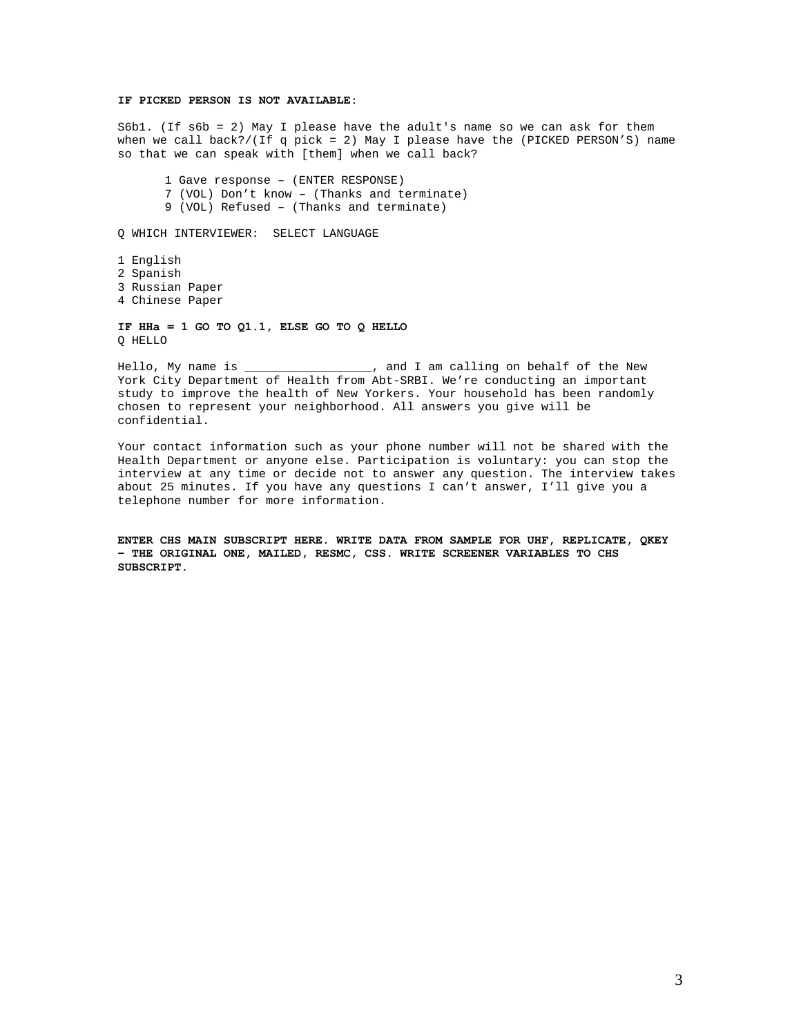**IF PICKED PERSON IS NOT AVAILABLE:**

S6b1. (If s6b = 2) May I please have the adult's name so we can ask for them when we call back?/(If q pick = 2) May I please have the (PICKED PERSON'S) name so that we can speak with [them] when we call back?

1 Gave response – (ENTER RESPONSE)
7 (VOL) Don't know – (Thanks and terminate)
9 (VOL) Refused – (Thanks and terminate)

Q WHICH INTERVIEWER: SELECT LANGUAGE

1 English
2 Spanish
3 Russian Paper
4 Chinese Paper

**IF HHa = 1 GO TO Q1.1, ELSE GO TO Q HELLO**
Q HELLO

Hello, My name is __________________, and I am calling on behalf of the New York City Department of Health from Abt-SRBI. We're conducting an important study to improve the health of New Yorkers. Your household has been randomly chosen to represent your neighborhood. All answers you give will be confidential.

Your contact information such as your phone number will not be shared with the Health Department or anyone else. Participation is voluntary: you can stop the interview at any time or decide not to answer any question. The interview takes about 25 minutes. If you have any questions I can't answer, I'll give you a telephone number for more information.

**ENTER CHS MAIN SUBSCRIPT HERE. WRITE DATA FROM SAMPLE FOR UHF, REPLICATE, QKEY – THE ORIGINAL ONE, MAILED, RESMC, CSS. WRITE SCREENER VARIABLES TO CHS SUBSCRIPT.**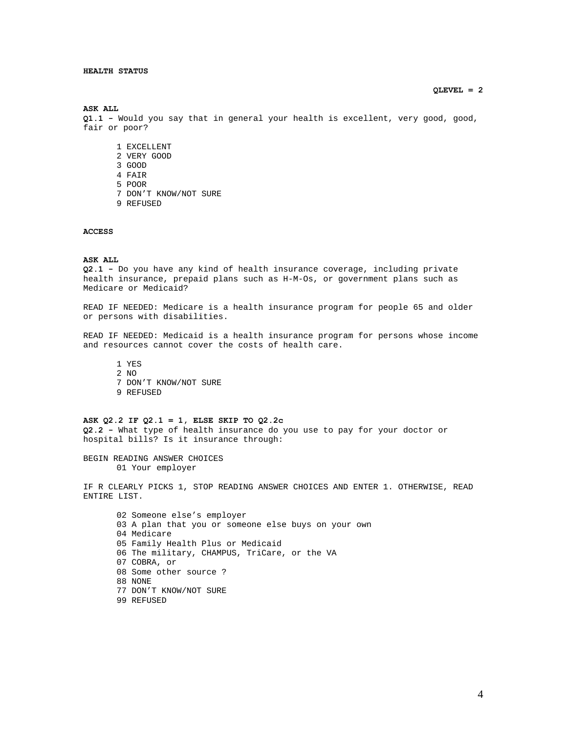**HEALTH STATUS**

**QLEVEL = 2**

**ASK ALL**
**Q1.1 –** Would you say that in general your health is excellent, very good, good, fair or poor?

1 EXCELLENT
2 VERY GOOD
3 GOOD
4 FAIR
5 POOR
7 DON'T KNOW/NOT SURE
9 REFUSED

**ACCESS**

**ASK ALL**
**Q2.1 –** Do you have any kind of health insurance coverage, including private health insurance, prepaid plans such as H-M-Os, or government plans such as Medicare or Medicaid?

READ IF NEEDED: Medicare is a health insurance program for people 65 and older or persons with disabilities.

READ IF NEEDED: Medicaid is a health insurance program for persons whose income and resources cannot cover the costs of health care.

1 YES
2 NO
7 DON'T KNOW/NOT SURE
9 REFUSED

**ASK Q2.2 IF Q2.1 = 1, ELSE SKIP TO Q2.2c**
**Q2.2 –** What type of health insurance do you use to pay for your doctor or hospital bills? Is it insurance through:

BEGIN READING ANSWER CHOICES
01 Your employer

IF R CLEARLY PICKS 1, STOP READING ANSWER CHOICES AND ENTER 1. OTHERWISE, READ ENTIRE LIST.

02 Someone else's employer
03 A plan that you or someone else buys on your own
04 Medicare
05 Family Health Plus or Medicaid
06 The military, CHAMPUS, TriCare, or the VA
07 COBRA, or
08 Some other source ?
88 NONE
77 DON'T KNOW/NOT SURE
99 REFUSED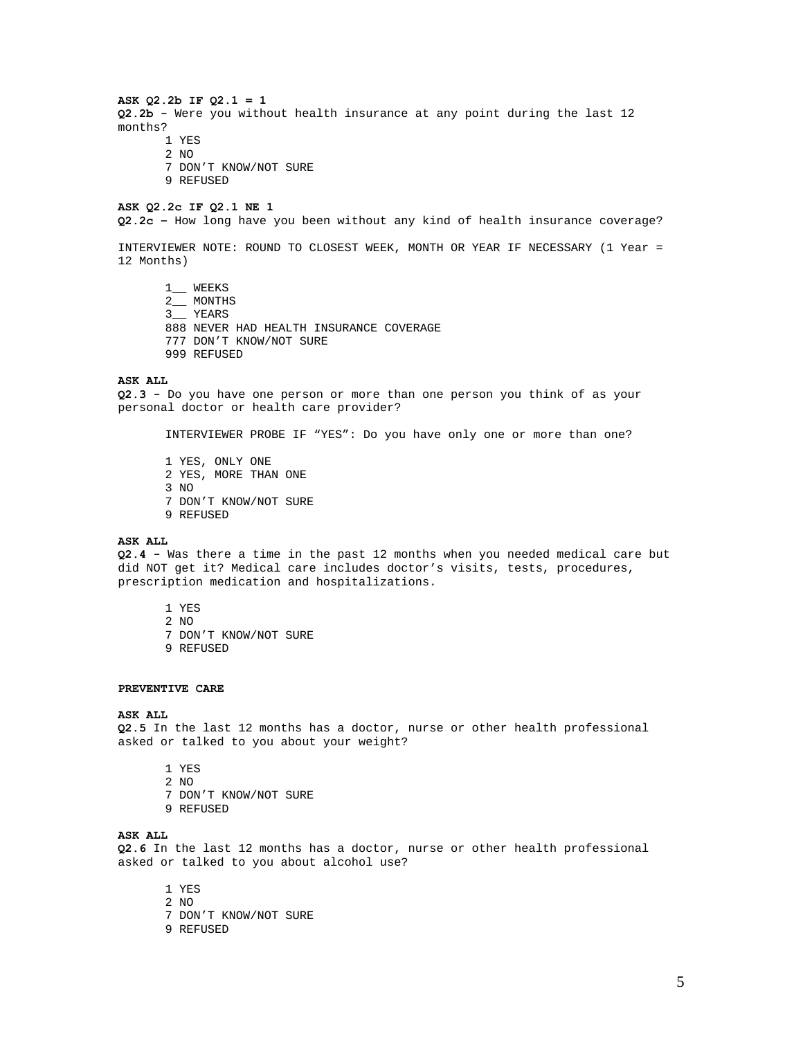**ASK Q2.2b IF Q2.1 = 1**
**Q2.2b –** Were you without health insurance at any point during the last 12 months?

1 YES
2 NO
7 DON'T KNOW/NOT SURE
9 REFUSED

**ASK Q2.2c IF Q2.1 NE 1**
**Q2.2c –** How long have you been without any kind of health insurance coverage?

INTERVIEWER NOTE: ROUND TO CLOSEST WEEK, MONTH OR YEAR IF NECESSARY (1 Year = 12 Months)

1__ WEEKS
2__ MONTHS
3__ YEARS
888 NEVER HAD HEALTH INSURANCE COVERAGE
777 DON'T KNOW/NOT SURE
999 REFUSED

**ASK ALL**
**Q2.3 –** Do you have one person or more than one person you think of as your personal doctor or health care provider?

INTERVIEWER PROBE IF "YES": Do you have only one or more than one?

1 YES, ONLY ONE
2 YES, MORE THAN ONE
3 NO
7 DON'T KNOW/NOT SURE
9 REFUSED

**ASK ALL**
**Q2.4 –** Was there a time in the past 12 months when you needed medical care but did NOT get it? Medical care includes doctor's visits, tests, procedures, prescription medication and hospitalizations.

1 YES
2 NO
7 DON'T KNOW/NOT SURE
9 REFUSED

**PREVENTIVE CARE**

**ASK ALL**
**Q2.5** In the last 12 months has a doctor, nurse or other health professional asked or talked to you about your weight?

1 YES
2 NO
7 DON'T KNOW/NOT SURE
9 REFUSED

**ASK ALL**
**Q2.6** In the last 12 months has a doctor, nurse or other health professional asked or talked to you about alcohol use?

1 YES
2 NO
7 DON'T KNOW/NOT SURE
9 REFUSED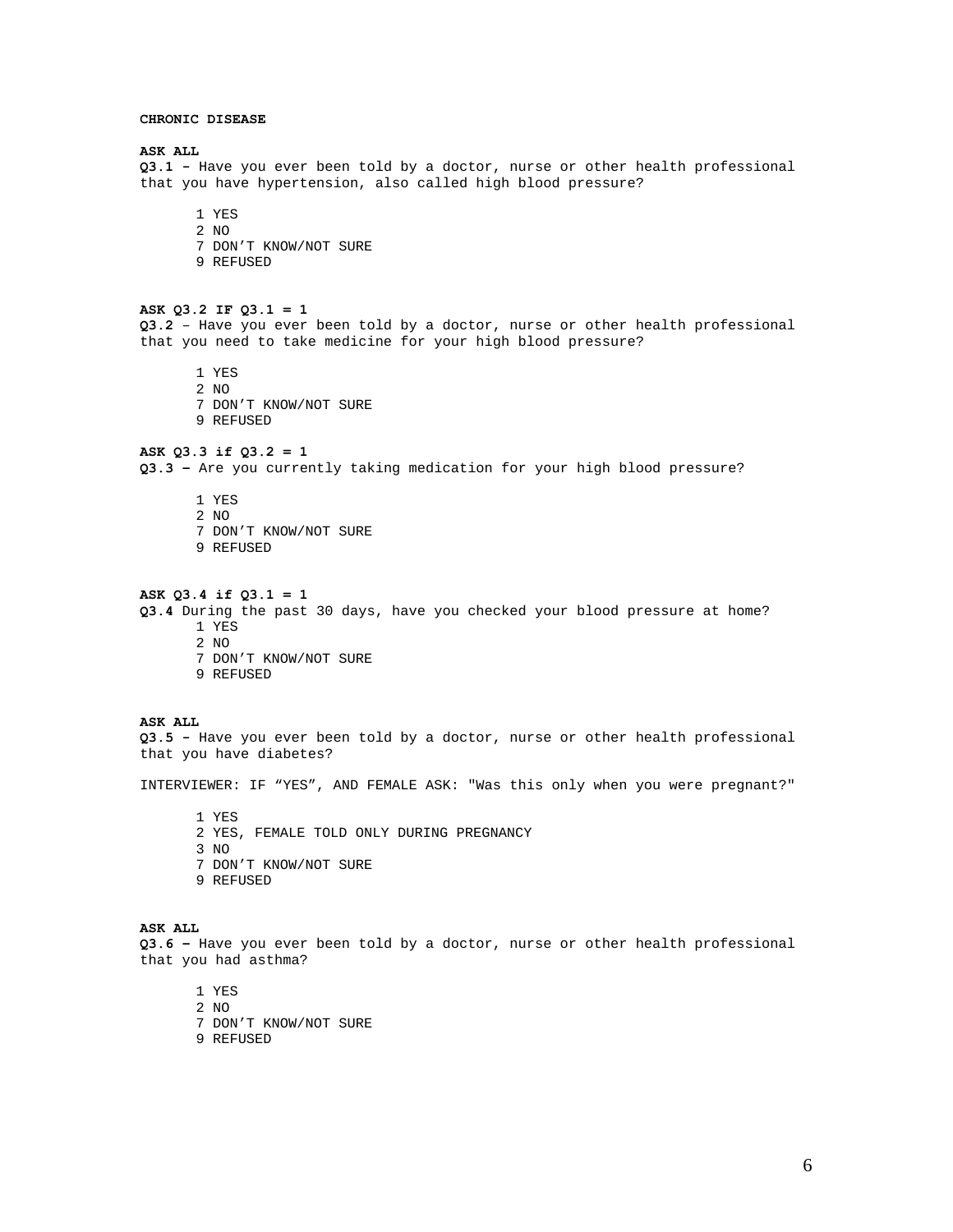**CHRONIC DISEASE**

**ASK ALL**
**Q3.1 –** Have you ever been told by a doctor, nurse or other health professional that you have hypertension, also called high blood pressure?

1 YES
2 NO
7 DON'T KNOW/NOT SURE
9 REFUSED

**ASK Q3.2 IF Q3.1 = 1**
**Q3.2** – Have you ever been told by a doctor, nurse or other health professional that you need to take medicine for your high blood pressure?

1 YES
2 NO
7 DON'T KNOW/NOT SURE
9 REFUSED

**ASK Q3.3 if Q3.2 = 1**
**Q3.3 –** Are you currently taking medication for your high blood pressure?

1 YES
2 NO
7 DON'T KNOW/NOT SURE
9 REFUSED

**ASK Q3.4 if Q3.1 = 1**
**Q3.4** During the past 30 days, have you checked your blood pressure at home?

1 YES
2 NO
7 DON'T KNOW/NOT SURE
9 REFUSED

**ASK ALL**
**Q3.5 –** Have you ever been told by a doctor, nurse or other health professional that you have diabetes?

INTERVIEWER: IF "YES", AND FEMALE ASK: "Was this only when you were pregnant?"

1 YES
2 YES, FEMALE TOLD ONLY DURING PREGNANCY
3 NO
7 DON'T KNOW/NOT SURE
9 REFUSED

**ASK ALL**
**Q3.6 –** Have you ever been told by a doctor, nurse or other health professional that you had asthma?

1 YES
2 NO
7 DON'T KNOW/NOT SURE
9 REFUSED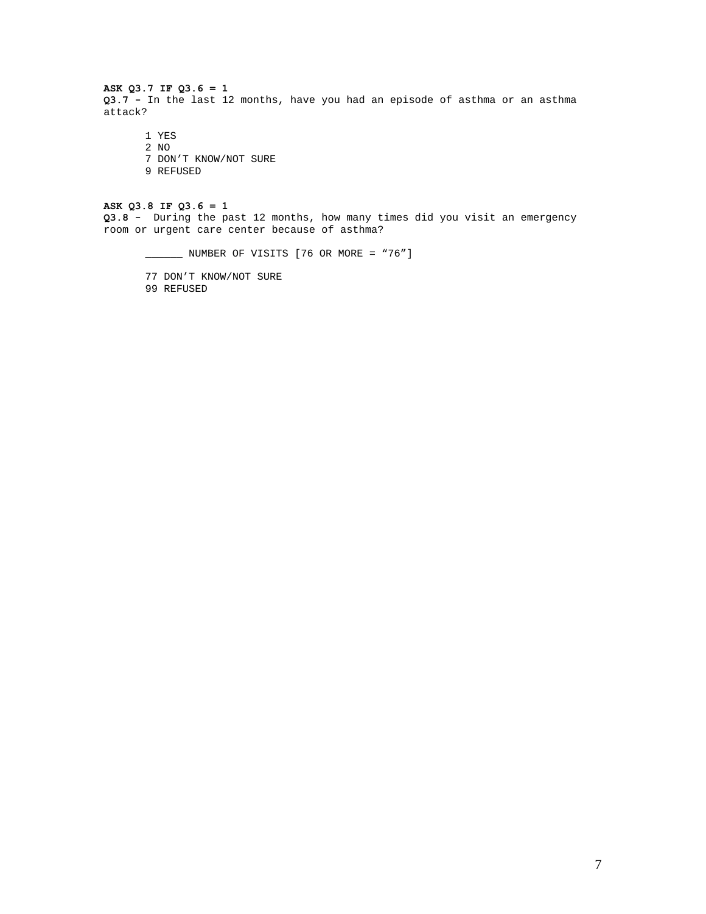**ASK Q3.7 IF Q3.6 = 1**
**Q3.7 –** In the last 12 months, have you had an episode of asthma or an asthma attack?

1 YES
2 NO
7 DON'T KNOW/NOT SURE
9 REFUSED

**ASK Q3.8 IF Q3.6 = 1**
**Q3.8 –** During the past 12 months, how many times did you visit an emergency room or urgent care center because of asthma?

______ NUMBER OF VISITS [76 OR MORE = "76"]

77 DON'T KNOW/NOT SURE
99 REFUSED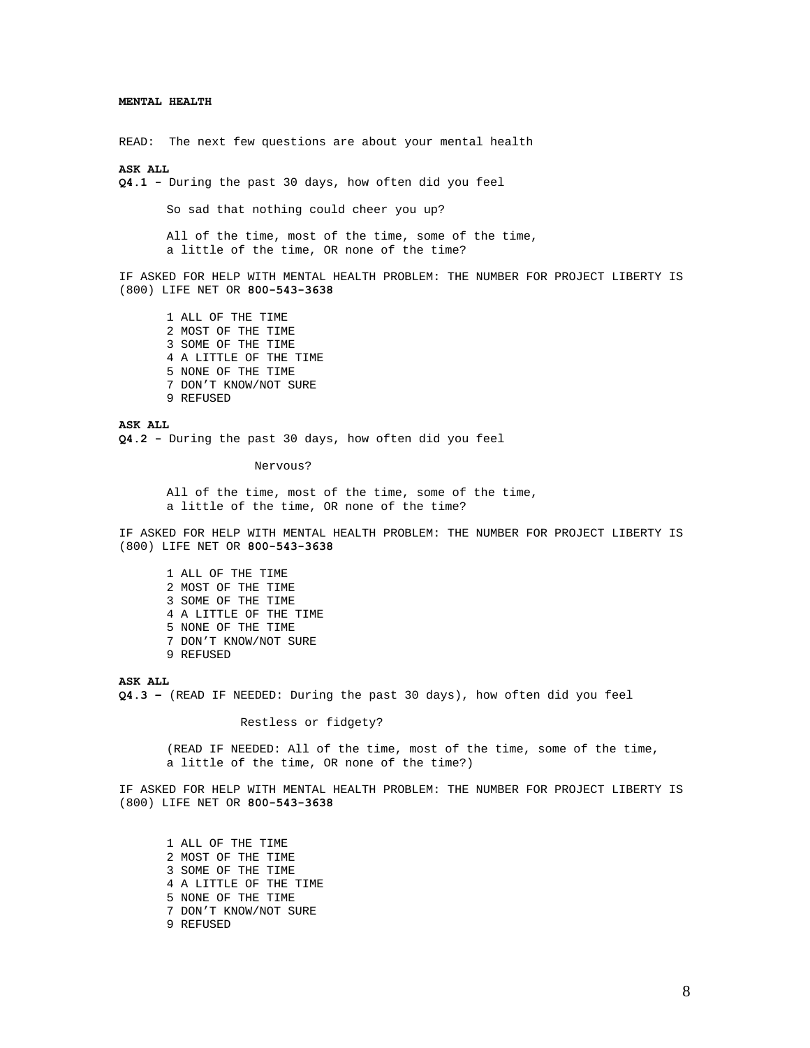**MENTAL HEALTH**

READ: The next few questions are about your mental health

**ASK ALL**
**Q4.1 –** During the past 30 days, how often did you feel

So sad that nothing could cheer you up?

All of the time, most of the time, some of the time, a little of the time, OR none of the time?

IF ASKED FOR HELP WITH MENTAL HEALTH PROBLEM: THE NUMBER FOR PROJECT LIBERTY IS (800) LIFE NET OR **800-543-3638**

1 ALL OF THE TIME
2 MOST OF THE TIME
3 SOME OF THE TIME
4 A LITTLE OF THE TIME
5 NONE OF THE TIME
7 DON'T KNOW/NOT SURE
9 REFUSED

**ASK ALL**
**Q4.2 –** During the past 30 days, how often did you feel

Nervous?

All of the time, most of the time, some of the time, a little of the time, OR none of the time?

IF ASKED FOR HELP WITH MENTAL HEALTH PROBLEM: THE NUMBER FOR PROJECT LIBERTY IS (800) LIFE NET OR **800-543-3638**

1 ALL OF THE TIME
2 MOST OF THE TIME
3 SOME OF THE TIME
4 A LITTLE OF THE TIME
5 NONE OF THE TIME
7 DON'T KNOW/NOT SURE
9 REFUSED

**ASK ALL**
**Q4.3 –** (READ IF NEEDED: During the past 30 days), how often did you feel

Restless or fidgety?

(READ IF NEEDED: All of the time, most of the time, some of the time, a little of the time, OR none of the time?)

IF ASKED FOR HELP WITH MENTAL HEALTH PROBLEM: THE NUMBER FOR PROJECT LIBERTY IS (800) LIFE NET OR **800-543-3638**

1 ALL OF THE TIME
2 MOST OF THE TIME
3 SOME OF THE TIME
4 A LITTLE OF THE TIME
5 NONE OF THE TIME
7 DON'T KNOW/NOT SURE
9 REFUSED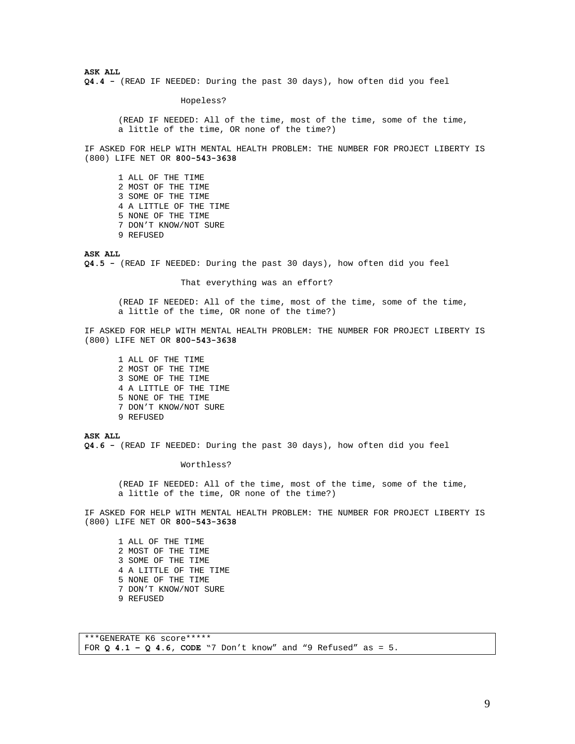**ASK ALL**
**Q4.4 –** (READ IF NEEDED: During the past 30 days), how often did you feel

Hopeless?

(READ IF NEEDED: All of the time, most of the time, some of the time, a little of the time, OR none of the time?)

IF ASKED FOR HELP WITH MENTAL HEALTH PROBLEM: THE NUMBER FOR PROJECT LIBERTY IS (800) LIFE NET OR **800-543-3638**

1 ALL OF THE TIME
2 MOST OF THE TIME
3 SOME OF THE TIME
4 A LITTLE OF THE TIME
5 NONE OF THE TIME
7 DON'T KNOW/NOT SURE
9 REFUSED

**ASK ALL**
**Q4.5 –** (READ IF NEEDED: During the past 30 days), how often did you feel

That everything was an effort?

(READ IF NEEDED: All of the time, most of the time, some of the time, a little of the time, OR none of the time?)

IF ASKED FOR HELP WITH MENTAL HEALTH PROBLEM: THE NUMBER FOR PROJECT LIBERTY IS (800) LIFE NET OR **800-543-3638**

1 ALL OF THE TIME
2 MOST OF THE TIME
3 SOME OF THE TIME
4 A LITTLE OF THE TIME
5 NONE OF THE TIME
7 DON'T KNOW/NOT SURE
9 REFUSED

**ASK ALL**
**Q4.6 –** (READ IF NEEDED: During the past 30 days), how often did you feel

Worthless?

(READ IF NEEDED: All of the time, most of the time, some of the time, a little of the time, OR none of the time?)

IF ASKED FOR HELP WITH MENTAL HEALTH PROBLEM: THE NUMBER FOR PROJECT LIBERTY IS (800) LIFE NET OR **800-543-3638**

1 ALL OF THE TIME
2 MOST OF THE TIME
3 SOME OF THE TIME
4 A LITTLE OF THE TIME
5 NONE OF THE TIME
7 DON'T KNOW/NOT SURE
9 REFUSED

***GENERATE K6 score*****
FOR **Q 4.1 – Q 4.6**, **CODE** "7 Don't know" and "9 Refused" as = 5.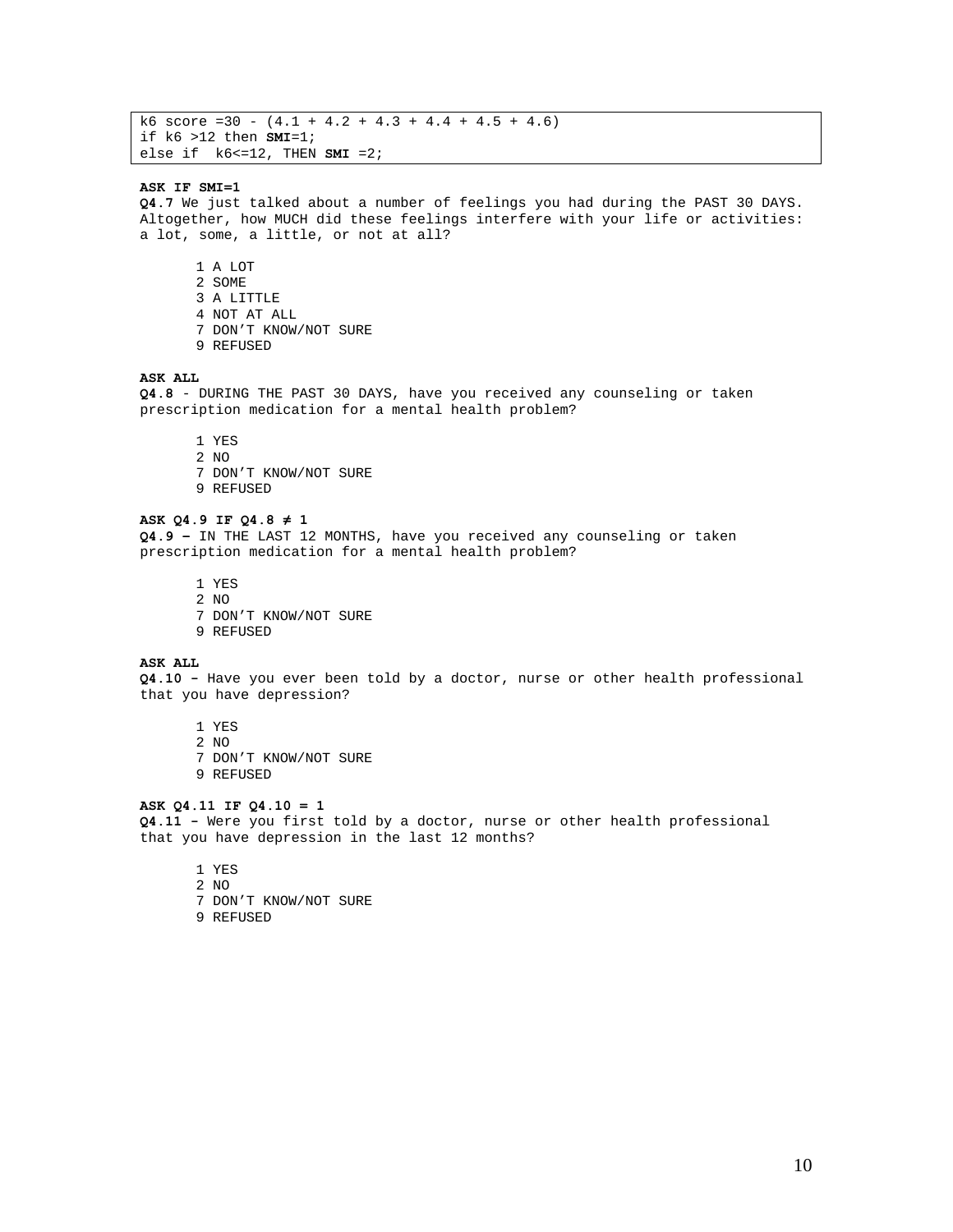```
k6 score =30 - (4.1 + 4.2 + 4.3 + 4.4 + 4.5 + 4.6)
if k6 >12 then SMI=1;
else if  k6<=12, THEN SMI =2;
```

**ASK IF SMI=1**

**Q4.7** We just talked about a number of feelings you had during the PAST 30 DAYS. Altogether, how MUCH did these feelings interfere with your life or activities: a lot, some, a little, or not at all?

1 A LOT
2 SOME
3 A LITTLE
4 NOT AT ALL
7 DON'T KNOW/NOT SURE
9 REFUSED

**ASK ALL**

**Q4.8** - DURING THE PAST 30 DAYS, have you received any counseling or taken prescription medication for a mental health problem?

1 YES
2 NO
7 DON'T KNOW/NOT SURE
9 REFUSED

**ASK Q4.9 IF Q4.8 ≠ 1**

**Q4.9 –** IN THE LAST 12 MONTHS, have you received any counseling or taken prescription medication for a mental health problem?

1 YES
2 NO
7 DON'T KNOW/NOT SURE
9 REFUSED

**ASK ALL**

**Q4.10 –** Have you ever been told by a doctor, nurse or other health professional that you have depression?

1 YES
2 NO
7 DON'T KNOW/NOT SURE
9 REFUSED

**ASK Q4.11 IF Q4.10 = 1**

**Q4.11 –** Were you first told by a doctor, nurse or other health professional that you have depression in the last 12 months?

1 YES
2 NO
7 DON'T KNOW/NOT SURE
9 REFUSED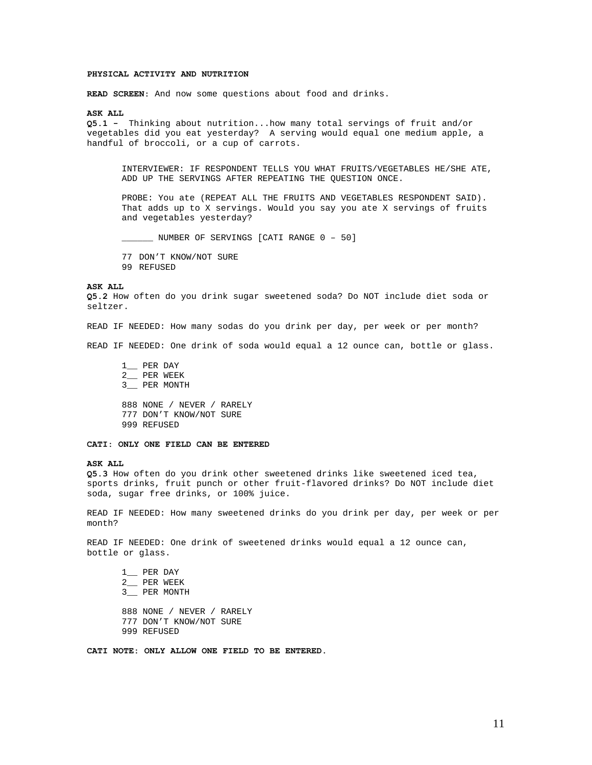**PHYSICAL ACTIVITY AND NUTRITION**

**READ SCREEN**: And now some questions about food and drinks.

**ASK ALL**
**Q5.1 –** Thinking about nutrition...how many total servings of fruit and/or vegetables did you eat yesterday? A serving would equal one medium apple, a handful of broccoli, or a cup of carrots.

INTERVIEWER: IF RESPONDENT TELLS YOU WHAT FRUITS/VEGETABLES HE/SHE ATE, ADD UP THE SERVINGS AFTER REPEATING THE QUESTION ONCE.

PROBE: You ate (REPEAT ALL THE FRUITS AND VEGETABLES RESPONDENT SAID). That adds up to X servings. Would you say you ate X servings of fruits and vegetables yesterday?

______ NUMBER OF SERVINGS [CATI RANGE 0 – 50]

77 DON'T KNOW/NOT SURE
99 REFUSED

**ASK ALL**
**Q5.2** How often do you drink sugar sweetened soda? Do NOT include diet soda or seltzer.

READ IF NEEDED: How many sodas do you drink per day, per week or per month?

READ IF NEEDED: One drink of soda would equal a 12 ounce can, bottle or glass.

1__ PER DAY
2__ PER WEEK
3__ PER MONTH

888 NONE / NEVER / RARELY
777 DON'T KNOW/NOT SURE
999 REFUSED

**CATI: ONLY ONE FIELD CAN BE ENTERED**

**ASK ALL**
**Q5.3** How often do you drink other sweetened drinks like sweetened iced tea, sports drinks, fruit punch or other fruit-flavored drinks? Do NOT include diet soda, sugar free drinks, or 100% juice.

READ IF NEEDED: How many sweetened drinks do you drink per day, per week or per month?

READ IF NEEDED: One drink of sweetened drinks would equal a 12 ounce can, bottle or glass.

1__ PER DAY
2__ PER WEEK
3__ PER MONTH

888 NONE / NEVER / RARELY
777 DON'T KNOW/NOT SURE
999 REFUSED

**CATI NOTE: ONLY ALLOW ONE FIELD TO BE ENTERED.**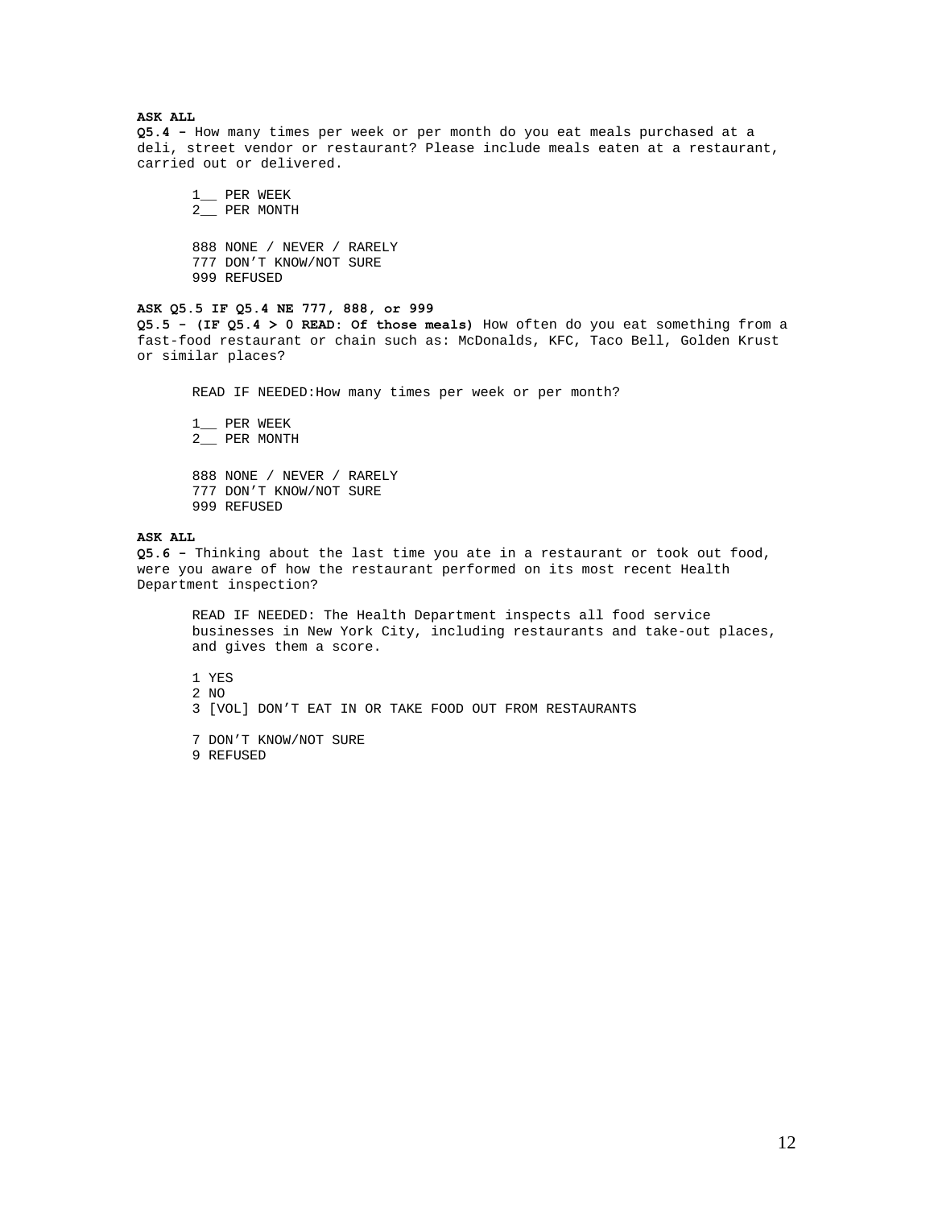**ASK ALL**

**Q5.4 –** How many times per week or per month do you eat meals purchased at a deli, street vendor or restaurant? Please include meals eaten at a restaurant, carried out or delivered.

1__ PER WEEK
2__ PER MONTH

888 NONE / NEVER / RARELY
777 DON'T KNOW/NOT SURE
999 REFUSED

**ASK Q5.5 IF Q5.4 NE 777, 888, or 999**

**Q5.5 – (IF Q5.4 > 0 READ: Of those meals)** How often do you eat something from a fast-food restaurant or chain such as: McDonalds, KFC, Taco Bell, Golden Krust or similar places?

READ IF NEEDED:How many times per week or per month?

1__ PER WEEK
2__ PER MONTH

888 NONE / NEVER / RARELY
777 DON'T KNOW/NOT SURE
999 REFUSED

**ASK ALL**

**Q5.6 –** Thinking about the last time you ate in a restaurant or took out food, were you aware of how the restaurant performed on its most recent Health Department inspection?

READ IF NEEDED: The Health Department inspects all food service businesses in New York City, including restaurants and take-out places, and gives them a score.

1 YES
2 NO
3 [VOL] DON'T EAT IN OR TAKE FOOD OUT FROM RESTAURANTS

7 DON'T KNOW/NOT SURE
9 REFUSED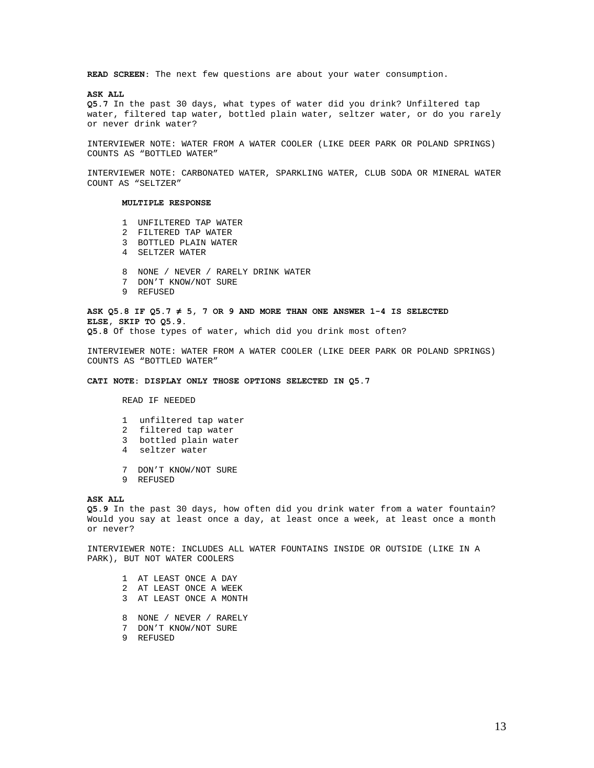**READ SCREEN**: The next few questions are about your water consumption.

**ASK ALL**
**Q5.7** In the past 30 days, what types of water did you drink? Unfiltered tap water, filtered tap water, bottled plain water, seltzer water, or do you rarely or never drink water?

INTERVIEWER NOTE: WATER FROM A WATER COOLER (LIKE DEER PARK OR POLAND SPRINGS) COUNTS AS “BOTTLED WATER”

INTERVIEWER NOTE: CARBONATED WATER, SPARKLING WATER, CLUB SODA OR MINERAL WATER COUNT AS “SELTZER”

**MULTIPLE RESPONSE**

1 UNFILTERED TAP WATER
2 FILTERED TAP WATER
3 BOTTLED PLAIN WATER
4 SELTZER WATER

8 NONE / NEVER / RARELY DRINK WATER
7 DON’T KNOW/NOT SURE
9 REFUSED

**ASK Q5.8 IF Q5.7 ≠ 5, 7 OR 9 AND MORE THAN ONE ANSWER 1-4 IS SELECTED**
**ELSE, SKIP TO Q5.9.**
**Q5.8** Of those types of water, which did you drink most often?

INTERVIEWER NOTE: WATER FROM A WATER COOLER (LIKE DEER PARK OR POLAND SPRINGS) COUNTS AS “BOTTLED WATER”

**CATI NOTE: DISPLAY ONLY THOSE OPTIONS SELECTED IN Q5.7**

READ IF NEEDED

1 unfiltered tap water
2 filtered tap water
3 bottled plain water
4 seltzer water

7 DON’T KNOW/NOT SURE
9 REFUSED

**ASK ALL**
**Q5.9** In the past 30 days, how often did you drink water from a water fountain? Would you say at least once a day, at least once a week, at least once a month or never?

INTERVIEWER NOTE: INCLUDES ALL WATER FOUNTAINS INSIDE OR OUTSIDE (LIKE IN A PARK), BUT NOT WATER COOLERS

1 AT LEAST ONCE A DAY
2 AT LEAST ONCE A WEEK
3 AT LEAST ONCE A MONTH

8 NONE / NEVER / RARELY
7 DON’T KNOW/NOT SURE
9 REFUSED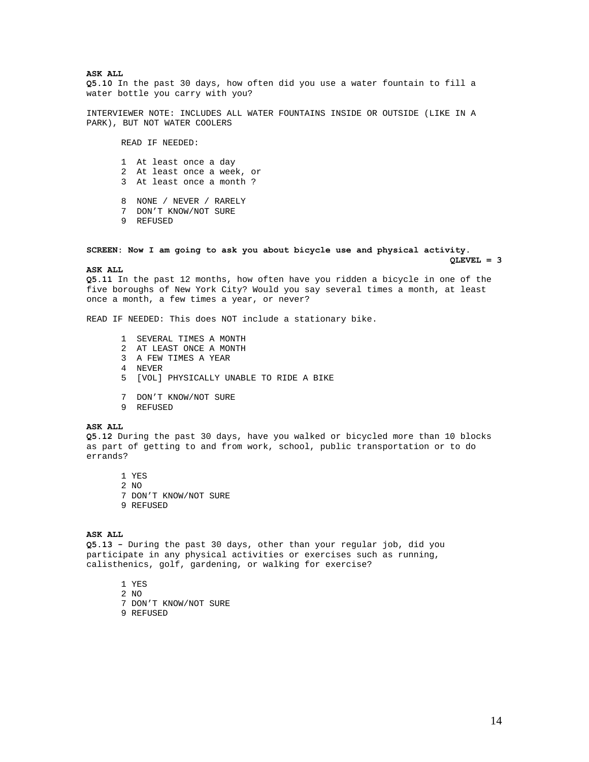**ASK ALL**
**Q5.10** In the past 30 days, how often did you use a water fountain to fill a water bottle you carry with you?

INTERVIEWER NOTE: INCLUDES ALL WATER FOUNTAINS INSIDE OR OUTSIDE (LIKE IN A PARK), BUT NOT WATER COOLERS

READ IF NEEDED:

1 At least once a day
2 At least once a week, or
3 At least once a month ?

8 NONE / NEVER / RARELY
7 DON'T KNOW/NOT SURE
9 REFUSED

**SCREEN: Now I am going to ask you about bicycle use and physical activity.**

**QLEVEL = 3**

**ASK ALL**
**Q5.11** In the past 12 months, how often have you ridden a bicycle in one of the five boroughs of New York City? Would you say several times a month, at least once a month, a few times a year, or never?

READ IF NEEDED: This does NOT include a stationary bike.

1 SEVERAL TIMES A MONTH
2 AT LEAST ONCE A MONTH
3 A FEW TIMES A YEAR
4 NEVER
5 [VOL] PHYSICALLY UNABLE TO RIDE A BIKE

7 DON'T KNOW/NOT SURE
9 REFUSED

**ASK ALL**
**Q5.12** During the past 30 days, have you walked or bicycled more than 10 blocks as part of getting to and from work, school, public transportation or to do errands?

1 YES
2 NO
7 DON'T KNOW/NOT SURE
9 REFUSED

**ASK ALL**
**Q5.13 –** During the past 30 days, other than your regular job, did you participate in any physical activities or exercises such as running, calisthenics, golf, gardening, or walking for exercise?

1 YES
2 NO
7 DON'T KNOW/NOT SURE
9 REFUSED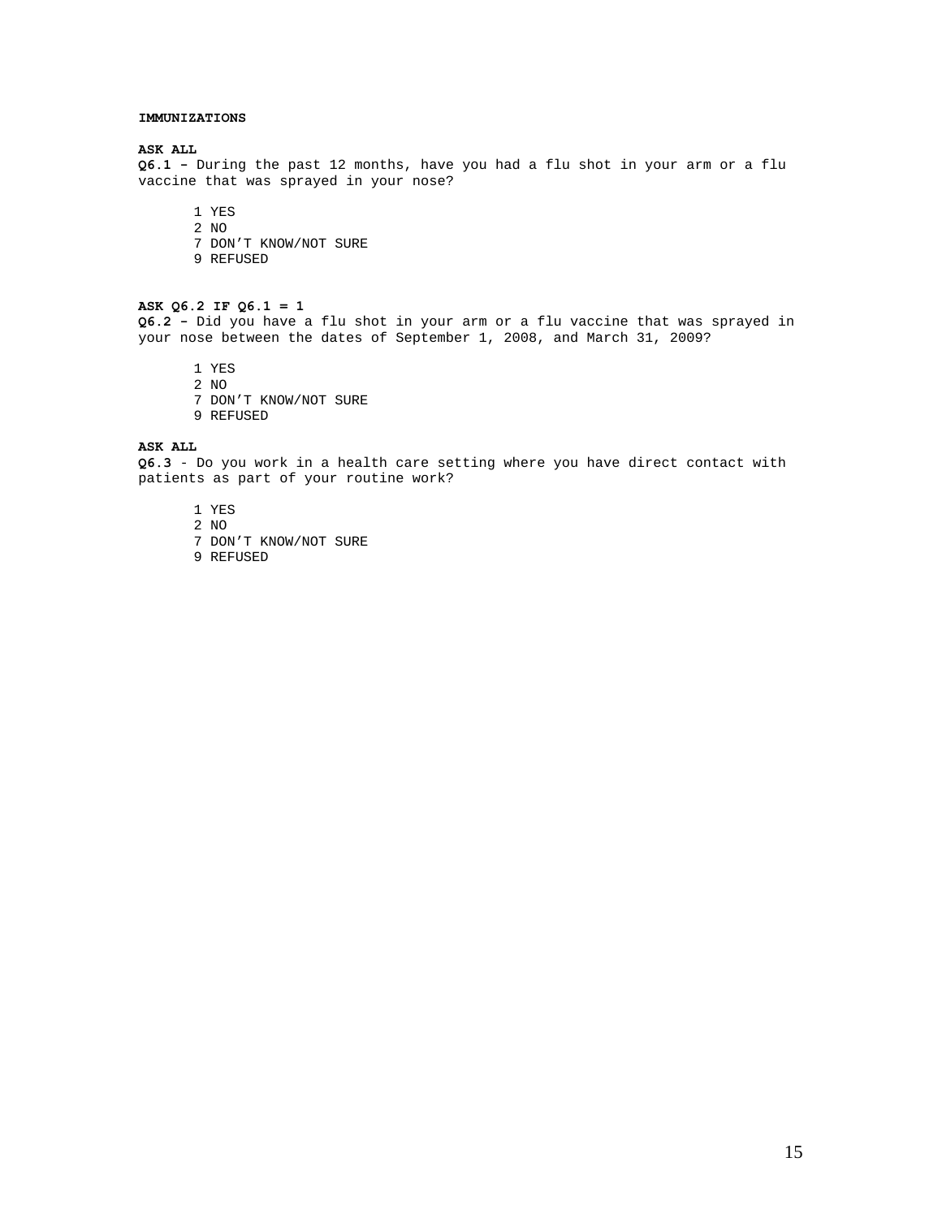**IMMUNIZATIONS**

**ASK ALL**
**Q6.1 –** During the past 12 months, have you had a flu shot in your arm or a flu vaccine that was sprayed in your nose?

1 YES
2 NO
7 DON'T KNOW/NOT SURE
9 REFUSED

**ASK Q6.2 IF Q6.1 = 1**
**Q6.2 –** Did you have a flu shot in your arm or a flu vaccine that was sprayed in your nose between the dates of September 1, 2008, and March 31, 2009?

1 YES
2 NO
7 DON'T KNOW/NOT SURE
9 REFUSED

**ASK ALL**
**Q6.3** - Do you work in a health care setting where you have direct contact with patients as part of your routine work?

1 YES
2 NO
7 DON'T KNOW/NOT SURE
9 REFUSED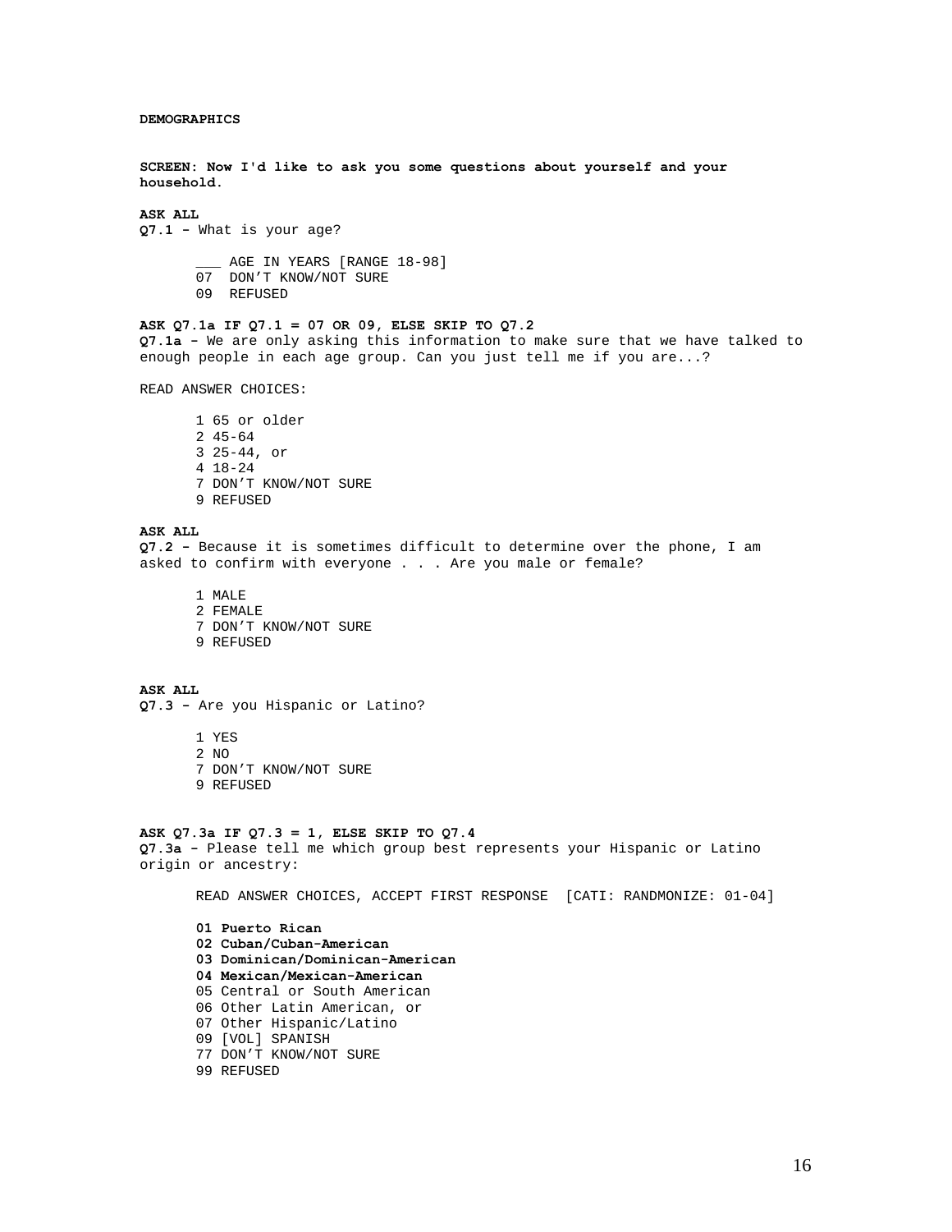**DEMOGRAPHICS**

**SCREEN: Now I'd like to ask you some questions about yourself and your household.**

**ASK ALL**
**Q7.1 –** What is your age?

- ___ AGE IN YEARS [RANGE 18-98]
- 07 DON'T KNOW/NOT SURE
- 09 REFUSED

**ASK Q7.1a IF Q7.1 = 07 OR 09, ELSE SKIP TO Q7.2**
**Q7.1a –** We are only asking this information to make sure that we have talked to enough people in each age group. Can you just tell me if you are...?

READ ANSWER CHOICES:

- 1 65 or older
- 2 45-64
- 3 25-44, or
- 4 18-24
- 7 DON'T KNOW/NOT SURE
- 9 REFUSED

**ASK ALL**
**Q7.2 –** Because it is sometimes difficult to determine over the phone, I am asked to confirm with everyone . . . Are you male or female?

- 1 MALE
- 2 FEMALE
- 7 DON'T KNOW/NOT SURE
- 9 REFUSED

**ASK ALL**
**Q7.3 –** Are you Hispanic or Latino?

- 1 YES
- 2 NO
- 7 DON'T KNOW/NOT SURE
- 9 REFUSED

**ASK Q7.3a IF Q7.3 = 1, ELSE SKIP TO Q7.4**
**Q7.3a –** Please tell me which group best represents your Hispanic or Latino origin or ancestry:

READ ANSWER CHOICES, ACCEPT FIRST RESPONSE [CATI: RANDMONIZE: 01-04]

- **01 Puerto Rican**
- **02 Cuban/Cuban-American**
- **03 Dominican/Dominican-American**
- **04 Mexican/Mexican-American**
- 05 Central or South American
- 06 Other Latin American, or
- 07 Other Hispanic/Latino
- 09 [VOL] SPANISH
- 77 DON'T KNOW/NOT SURE
- 99 REFUSED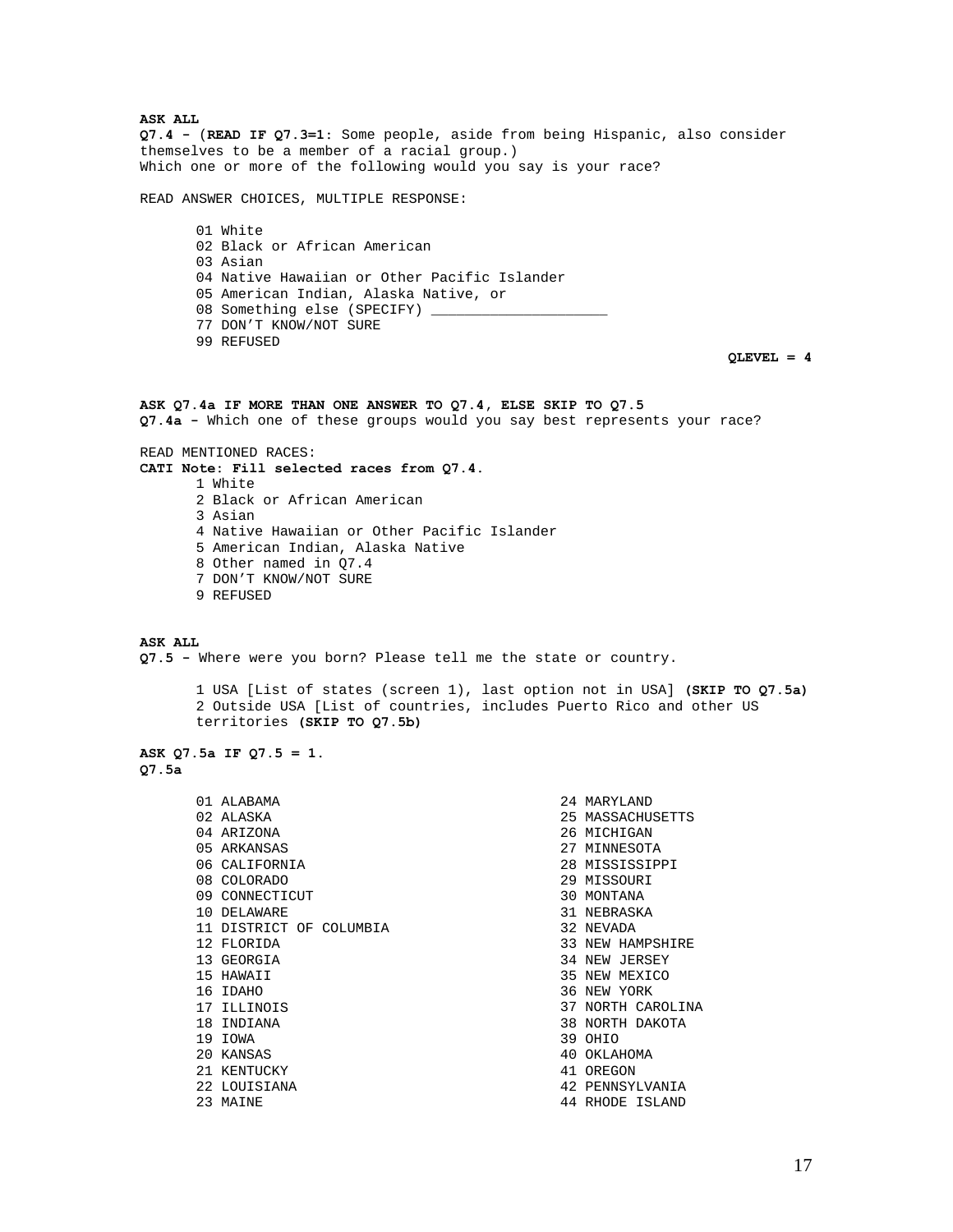**ASK ALL**
**Q7.4 –** (**READ IF Q7.3=1:** Some people, aside from being Hispanic, also consider themselves to be a member of a racial group.)
Which one or more of the following would you say is your race?

READ ANSWER CHOICES, MULTIPLE RESPONSE:

01 White
02 Black or African American
03 Asian
04 Native Hawaiian or Other Pacific Islander
05 American Indian, Alaska Native, or
08 Something else (SPECIFY) ____________________
77 DON'T KNOW/NOT SURE
99 REFUSED

**QLEVEL = 4**

**ASK Q7.4a IF MORE THAN ONE ANSWER TO Q7.4, ELSE SKIP TO Q7.5**
**Q7.4a –** Which one of these groups would you say best represents your race?

READ MENTIONED RACES:
**CATI Note: Fill selected races from Q7.4.**

1 White
2 Black or African American
3 Asian
4 Native Hawaiian or Other Pacific Islander
5 American Indian, Alaska Native
8 Other named in Q7.4
7 DON'T KNOW/NOT SURE
9 REFUSED

**ASK ALL**
**Q7.5 –** Where were you born? Please tell me the state or country.

1 USA [List of states (screen 1), last option not in USA] **(SKIP TO Q7.5a)**
2 Outside USA [List of countries, includes Puerto Rico and other US territories **(SKIP TO Q7.5b)**

**ASK Q7.5a IF Q7.5 = 1.**
**Q7.5a**

01 ALABAMA
02 ALASKA
04 ARIZONA
05 ARKANSAS
06 CALIFORNIA
08 COLORADO
09 CONNECTICUT
10 DELAWARE
11 DISTRICT OF COLUMBIA
12 FLORIDA
13 GEORGIA
15 HAWAII
16 IDAHO
17 ILLINOIS
18 INDIANA
19 IOWA
20 KANSAS
21 KENTUCKY
22 LOUISIANA
23 MAINE
24 MARYLAND
25 MASSACHUSETTS
26 MICHIGAN
27 MINNESOTA
28 MISSISSIPPI
29 MISSOURI
30 MONTANA
31 NEBRASKA
32 NEVADA
33 NEW HAMPSHIRE
34 NEW JERSEY
35 NEW MEXICO
36 NEW YORK
37 NORTH CAROLINA
38 NORTH DAKOTA
39 OHIO
40 OKLAHOMA
41 OREGON
42 PENNSYLVANIA
44 RHODE ISLAND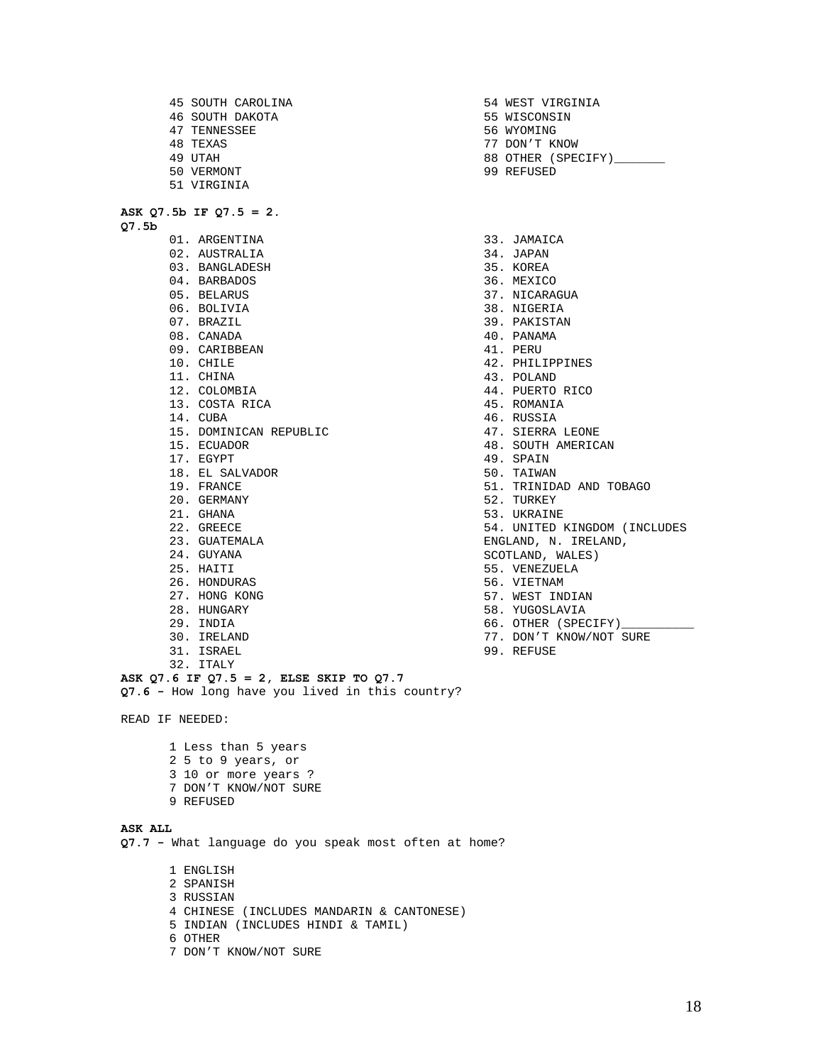45 SOUTH CAROLINA
46 SOUTH DAKOTA
47 TENNESSEE
48 TEXAS
49 UTAH
50 VERMONT
51 VIRGINIA
54 WEST VIRGINIA
55 WISCONSIN
56 WYOMING
77 DON'T KNOW
88 OTHER (SPECIFY)_______
99 REFUSED

**ASK Q7.5b IF Q7.5 = 2.**
**Q7.5b**

01. ARGENTINA
02. AUSTRALIA
03. BANGLADESH
04. BARBADOS
05. BELARUS
06. BOLIVIA
07. BRAZIL
08. CANADA
09. CARIBBEAN
10. CHILE
11. CHINA
12. COLOMBIA
13. COSTA RICA
14. CUBA
15. DOMINICAN REPUBLIC
15. ECUADOR
17. EGYPT
18. EL SALVADOR
19. FRANCE
20. GERMANY
21. GHANA
22. GREECE
23. GUATEMALA
24. GUYANA
25. HAITI
26. HONDURAS
27. HONG KONG
28. HUNGARY
29. INDIA
30. IRELAND
31. ISRAEL
32. ITALY
33. JAMAICA
34. JAPAN
35. KOREA
36. MEXICO
37. NICARAGUA
38. NIGERIA
39. PAKISTAN
40. PANAMA
41. PERU
42. PHILIPPINES
43. POLAND
44. PUERTO RICO
45. ROMANIA
46. RUSSIA
47. SIERRA LEONE
48. SOUTH AMERICAN
49. SPAIN
50. TAIWAN
51. TRINIDAD AND TOBAGO
52. TURKEY
53. UKRAINE
54. UNITED KINGDOM (INCLUDES ENGLAND, N. IRELAND, SCOTLAND, WALES)
55. VENEZUELA
56. VIETNAM
57. WEST INDIAN
58. YUGOSLAVIA
66. OTHER (SPECIFY)__________
77. DON'T KNOW/NOT SURE
99. REFUSE

**ASK Q7.6 IF Q7.5 = 2, ELSE SKIP TO Q7.7**
**Q7.6 –** How long have you lived in this country?

READ IF NEEDED:

1 Less than 5 years
2 5 to 9 years, or
3 10 or more years ?
7 DON'T KNOW/NOT SURE
9 REFUSED

**ASK ALL**
**Q7.7 –** What language do you speak most often at home?

1 ENGLISH
2 SPANISH
3 RUSSIAN
4 CHINESE (INCLUDES MANDARIN & CANTONESE)
5 INDIAN (INCLUDES HINDI & TAMIL)
6 OTHER
7 DON'T KNOW/NOT SURE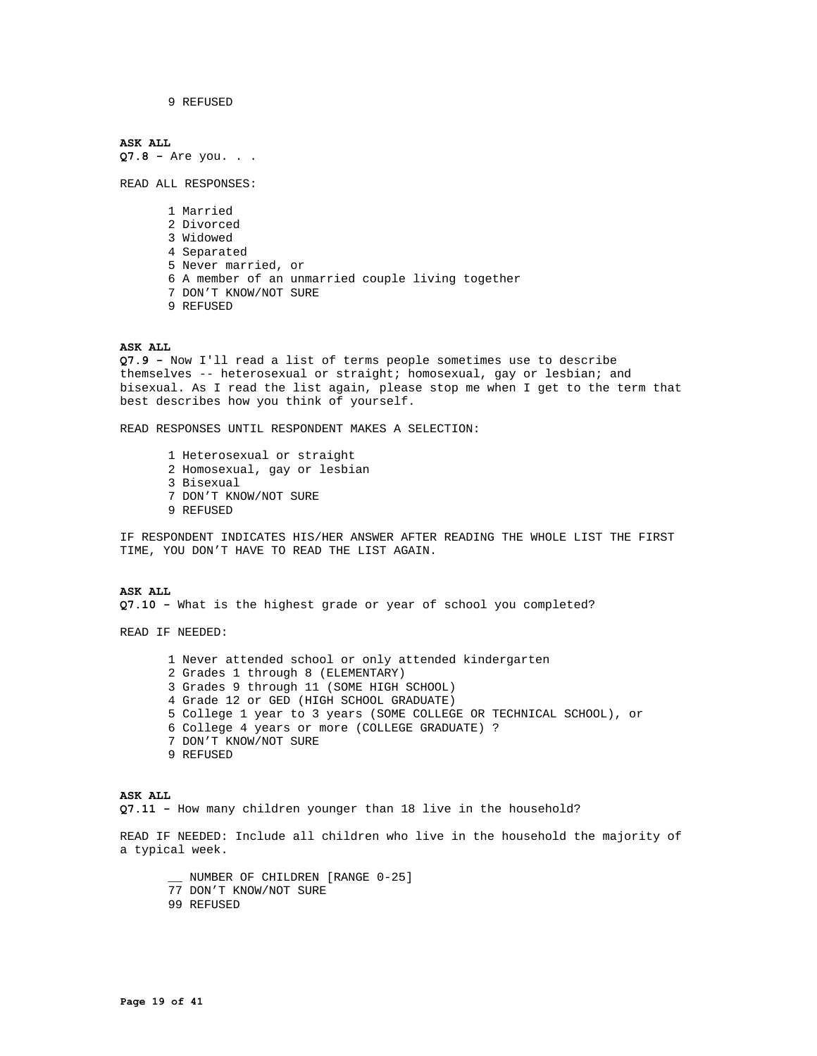9 REFUSED

**ASK ALL**
**Q7.8 –** Are you. . .

READ ALL RESPONSES:

1 Married
2 Divorced
3 Widowed
4 Separated
5 Never married, or
6 A member of an unmarried couple living together
7 DON'T KNOW/NOT SURE
9 REFUSED

**ASK ALL**
**Q7.9 –** Now I'll read a list of terms people sometimes use to describe themselves -- heterosexual or straight; homosexual, gay or lesbian; and bisexual. As I read the list again, please stop me when I get to the term that best describes how you think of yourself.

READ RESPONSES UNTIL RESPONDENT MAKES A SELECTION:

1 Heterosexual or straight
2 Homosexual, gay or lesbian
3 Bisexual
7 DON'T KNOW/NOT SURE
9 REFUSED

IF RESPONDENT INDICATES HIS/HER ANSWER AFTER READING THE WHOLE LIST THE FIRST TIME, YOU DON'T HAVE TO READ THE LIST AGAIN.

**ASK ALL**
**Q7.10 –** What is the highest grade or year of school you completed?

READ IF NEEDED:

1 Never attended school or only attended kindergarten
2 Grades 1 through 8 (ELEMENTARY)
3 Grades 9 through 11 (SOME HIGH SCHOOL)
4 Grade 12 or GED (HIGH SCHOOL GRADUATE)
5 College 1 year to 3 years (SOME COLLEGE OR TECHNICAL SCHOOL), or
6 College 4 years or more (COLLEGE GRADUATE) ?
7 DON'T KNOW/NOT SURE
9 REFUSED

**ASK ALL**
**Q7.11 –** How many children younger than 18 live in the household?

READ IF NEEDED: Include all children who live in the household the majority of a typical week.

__ NUMBER OF CHILDREN [RANGE 0-25]
77 DON'T KNOW/NOT SURE
99 REFUSED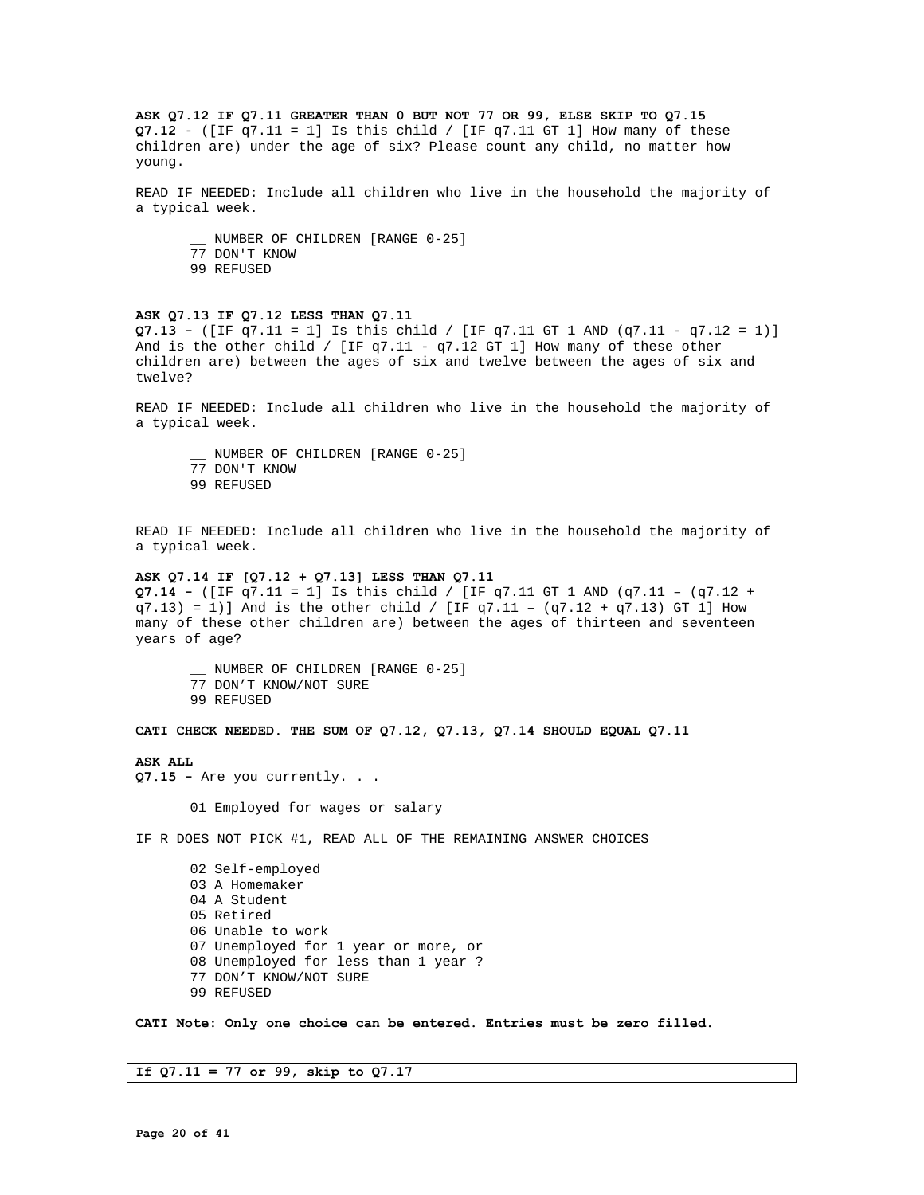**ASK Q7.12 IF Q7.11 GREATER THAN 0 BUT NOT 77 OR 99, ELSE SKIP TO Q7.15**
**Q7.12** - ([IF q7.11 = 1] Is this child / [IF q7.11 GT 1] How many of these children are) under the age of six? Please count any child, no matter how young.

READ IF NEEDED: Include all children who live in the household the majority of a typical week.

__ NUMBER OF CHILDREN [RANGE 0-25]
77 DON'T KNOW
99 REFUSED

**ASK Q7.13 IF Q7.12 LESS THAN Q7.11**
**Q7.13 –** ([IF q7.11 = 1] Is this child / [IF q7.11 GT 1 AND (q7.11 - q7.12 = 1)] And is the other child / [IF q7.11 - q7.12 GT 1] How many of these other children are) between the ages of six and twelve between the ages of six and twelve?

READ IF NEEDED: Include all children who live in the household the majority of a typical week.

__ NUMBER OF CHILDREN [RANGE 0-25]
77 DON'T KNOW
99 REFUSED

READ IF NEEDED: Include all children who live in the household the majority of a typical week.

**ASK Q7.14 IF [Q7.12 + Q7.13] LESS THAN Q7.11**
**Q7.14 –** ([IF q7.11 = 1] Is this child / [IF q7.11 GT 1 AND (q7.11 – (q7.12 + q7.13) = 1)] And is the other child / [IF q7.11 – (q7.12 + q7.13) GT 1] How many of these other children are) between the ages of thirteen and seventeen years of age?

__ NUMBER OF CHILDREN [RANGE 0-25]
77 DON’T KNOW/NOT SURE
99 REFUSED

**CATI CHECK NEEDED. THE SUM OF Q7.12, Q7.13, Q7.14 SHOULD EQUAL Q7.11**

**ASK ALL**
**Q7.15 –** Are you currently. . .

01 Employed for wages or salary

IF R DOES NOT PICK #1, READ ALL OF THE REMAINING ANSWER CHOICES

02 Self-employed
03 A Homemaker
04 A Student
05 Retired
06 Unable to work
07 Unemployed for 1 year or more, or
08 Unemployed for less than 1 year ?
77 DON’T KNOW/NOT SURE
99 REFUSED

**CATI Note: Only one choice can be entered. Entries must be zero filled.**

**If Q7.11 = 77 or 99, skip to Q7.17**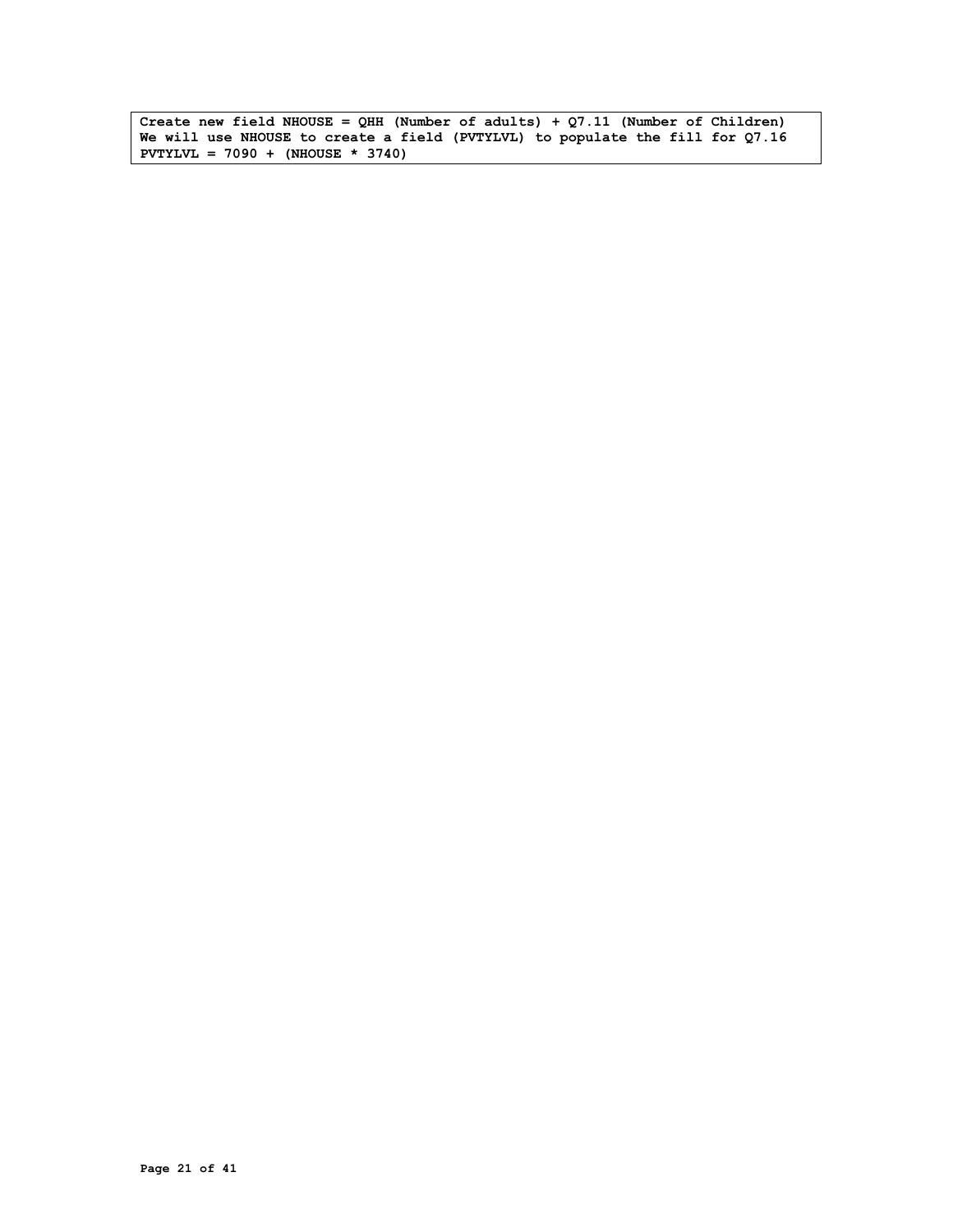**Create new field NHOUSE = QHH (Number of adults) + Q7.11 (Number of Children)**
**We will use NHOUSE to create a field (PVTYLVL) to populate the fill for Q7.16**
**PVTYLVL = 7090 + (NHOUSE * 3740)**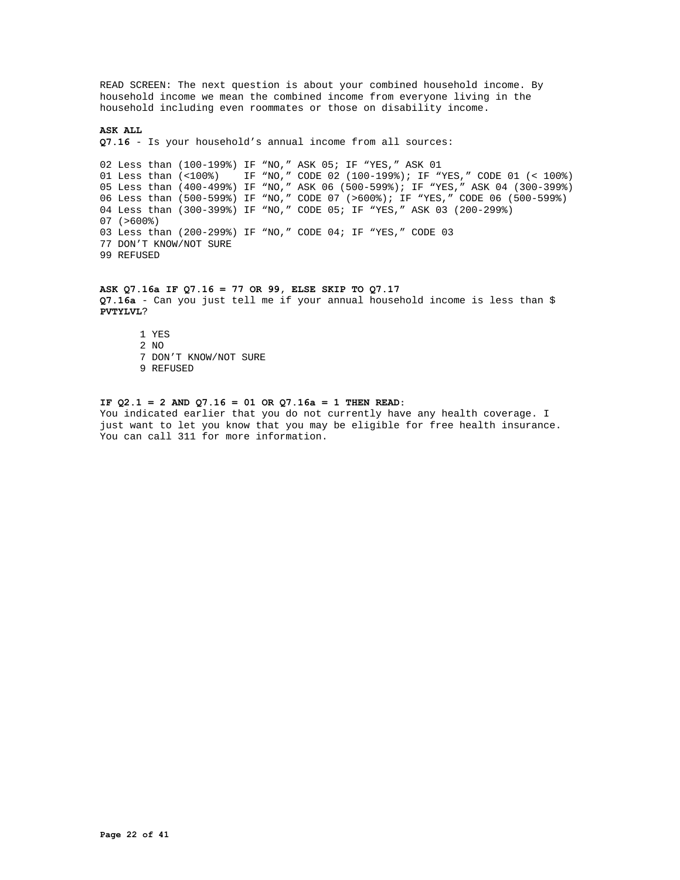READ SCREEN: The next question is about your combined household income. By household income we mean the combined income from everyone living in the household including even roommates or those on disability income.

**ASK ALL**

**Q7.16** - Is your household’s annual income from all sources:

```
02 Less than (100-199%) IF “NO,” ASK 05; IF “YES,” ASK 01
01 Less than (<100%)    IF “NO,” CODE 02 (100-199%); IF “YES,” CODE 01 (< 100%)
05 Less than (400-499%) IF “NO,” ASK 06 (500-599%); IF “YES,” ASK 04 (300-399%)
06 Less than (500-599%) IF “NO,” CODE 07 (>600%); IF “YES,” CODE 06 (500-599%)
04 Less than (300-399%) IF “NO,” CODE 05; IF “YES,” ASK 03 (200-299%)
07 (>600%)
03 Less than (200-299%) IF “NO,” CODE 04; IF “YES,” CODE 03
77 DON’T KNOW/NOT SURE
99 REFUSED
```

**ASK Q7.16a IF Q7.16 = 77 OR 99, ELSE SKIP TO Q7.17**

**Q7.16a** - Can you just tell me if your annual household income is less than $ **PVTYLVL**?

1 YES
2 NO
7 DON’T KNOW/NOT SURE
9 REFUSED

**IF Q2.1 = 2 AND Q7.16 = 01 OR Q7.16a = 1 THEN READ:**

You indicated earlier that you do not currently have any health coverage. I just want to let you know that you may be eligible for free health insurance. You can call 311 for more information.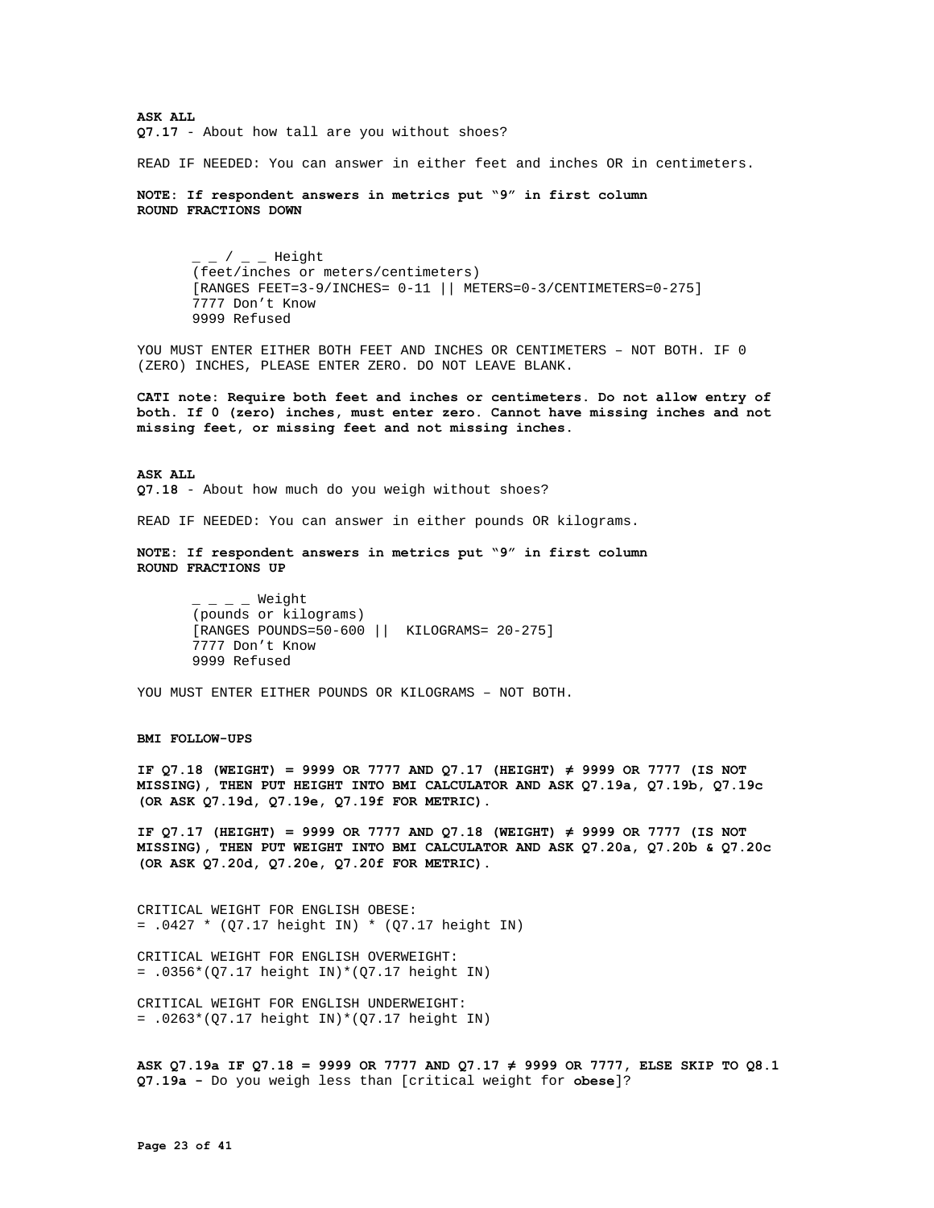**ASK ALL**
**Q7.17** - About how tall are you without shoes?

READ IF NEEDED: You can answer in either feet and inches OR in centimeters.

**NOTE: If respondent answers in metrics put "9" in first column**
**ROUND FRACTIONS DOWN**

_ _ / _ _ Height
(feet/inches or meters/centimeters)
[RANGES FEET=3-9/INCHES= 0-11 || METERS=0-3/CENTIMETERS=0-275]
7777 Don't Know
9999 Refused

YOU MUST ENTER EITHER BOTH FEET AND INCHES OR CENTIMETERS – NOT BOTH. IF 0 (ZERO) INCHES, PLEASE ENTER ZERO. DO NOT LEAVE BLANK.

**CATI note: Require both feet and inches or centimeters. Do not allow entry of both. If 0 (zero) inches, must enter zero. Cannot have missing inches and not missing feet, or missing feet and not missing inches.**

**ASK ALL**
**Q7.18** - About how much do you weigh without shoes?

READ IF NEEDED: You can answer in either pounds OR kilograms.

**NOTE: If respondent answers in metrics put "9" in first column**
**ROUND FRACTIONS UP**

_ _ _ _ Weight
(pounds or kilograms)
[RANGES POUNDS=50-600 || KILOGRAMS= 20-275]
7777 Don't Know
9999 Refused

YOU MUST ENTER EITHER POUNDS OR KILOGRAMS – NOT BOTH.

**BMI FOLLOW-UPS**

**IF Q7.18 (WEIGHT) = 9999 OR 7777 AND Q7.17 (HEIGHT) ≠ 9999 OR 7777 (IS NOT MISSING), THEN PUT HEIGHT INTO BMI CALCULATOR AND ASK Q7.19a, Q7.19b, Q7.19c (OR ASK Q7.19d, Q7.19e, Q7.19f FOR METRIC).**

**IF Q7.17 (HEIGHT) = 9999 OR 7777 AND Q7.18 (WEIGHT) ≠ 9999 OR 7777 (IS NOT MISSING), THEN PUT WEIGHT INTO BMI CALCULATOR AND ASK Q7.20a, Q7.20b & Q7.20c (OR ASK Q7.20d, Q7.20e, Q7.20f FOR METRIC).**

CRITICAL WEIGHT FOR ENGLISH OBESE:
= .0427 * (Q7.17 height IN) * (Q7.17 height IN)

CRITICAL WEIGHT FOR ENGLISH OVERWEIGHT:
= .0356*(Q7.17 height IN)*(Q7.17 height IN)

CRITICAL WEIGHT FOR ENGLISH UNDERWEIGHT:
= .0263*(Q7.17 height IN)*(Q7.17 height IN)

**ASK Q7.19a IF Q7.18 = 9999 OR 7777 AND Q7.17 ≠ 9999 OR 7777, ELSE SKIP TO Q8.1**
**Q7.19a -** Do you weigh less than [critical weight for **obese**]?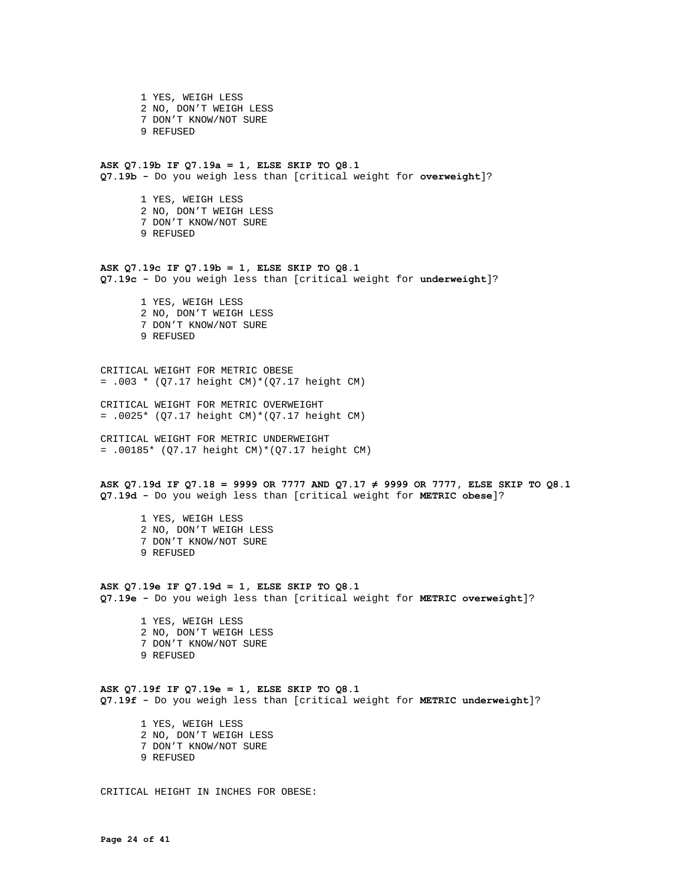1 YES, WEIGH LESS
2 NO, DON'T WEIGH LESS
7 DON'T KNOW/NOT SURE
9 REFUSED

**ASK Q7.19b IF Q7.19a = 1, ELSE SKIP TO Q8.1**
**Q7.19b -** Do you weigh less than [critical weight for **overweight**]?

1 YES, WEIGH LESS
2 NO, DON'T WEIGH LESS
7 DON'T KNOW/NOT SURE
9 REFUSED

**ASK Q7.19c IF Q7.19b = 1, ELSE SKIP TO Q8.1**
**Q7.19c -** Do you weigh less than [critical weight for **underweight**]?

1 YES, WEIGH LESS
2 NO, DON'T WEIGH LESS
7 DON'T KNOW/NOT SURE
9 REFUSED

CRITICAL WEIGHT FOR METRIC OBESE
= .003 * (Q7.17 height CM)*(Q7.17 height CM)

CRITICAL WEIGHT FOR METRIC OVERWEIGHT
= .0025* (Q7.17 height CM)*(Q7.17 height CM)

CRITICAL WEIGHT FOR METRIC UNDERWEIGHT
= .00185* (Q7.17 height CM)*(Q7.17 height CM)

**ASK Q7.19d IF Q7.18 = 9999 OR 7777 AND Q7.17 ≠ 9999 OR 7777, ELSE SKIP TO Q8.1**
**Q7.19d -** Do you weigh less than [critical weight for **METRIC obese**]?

1 YES, WEIGH LESS
2 NO, DON'T WEIGH LESS
7 DON'T KNOW/NOT SURE
9 REFUSED

**ASK Q7.19e IF Q7.19d = 1, ELSE SKIP TO Q8.1**
**Q7.19e -** Do you weigh less than [critical weight for **METRIC overweight**]?

1 YES, WEIGH LESS
2 NO, DON'T WEIGH LESS
7 DON'T KNOW/NOT SURE
9 REFUSED

**ASK Q7.19f IF Q7.19e = 1, ELSE SKIP TO Q8.1**
**Q7.19f -** Do you weigh less than [critical weight for **METRIC underweight**]?

1 YES, WEIGH LESS
2 NO, DON'T WEIGH LESS
7 DON'T KNOW/NOT SURE
9 REFUSED

CRITICAL HEIGHT IN INCHES FOR OBESE: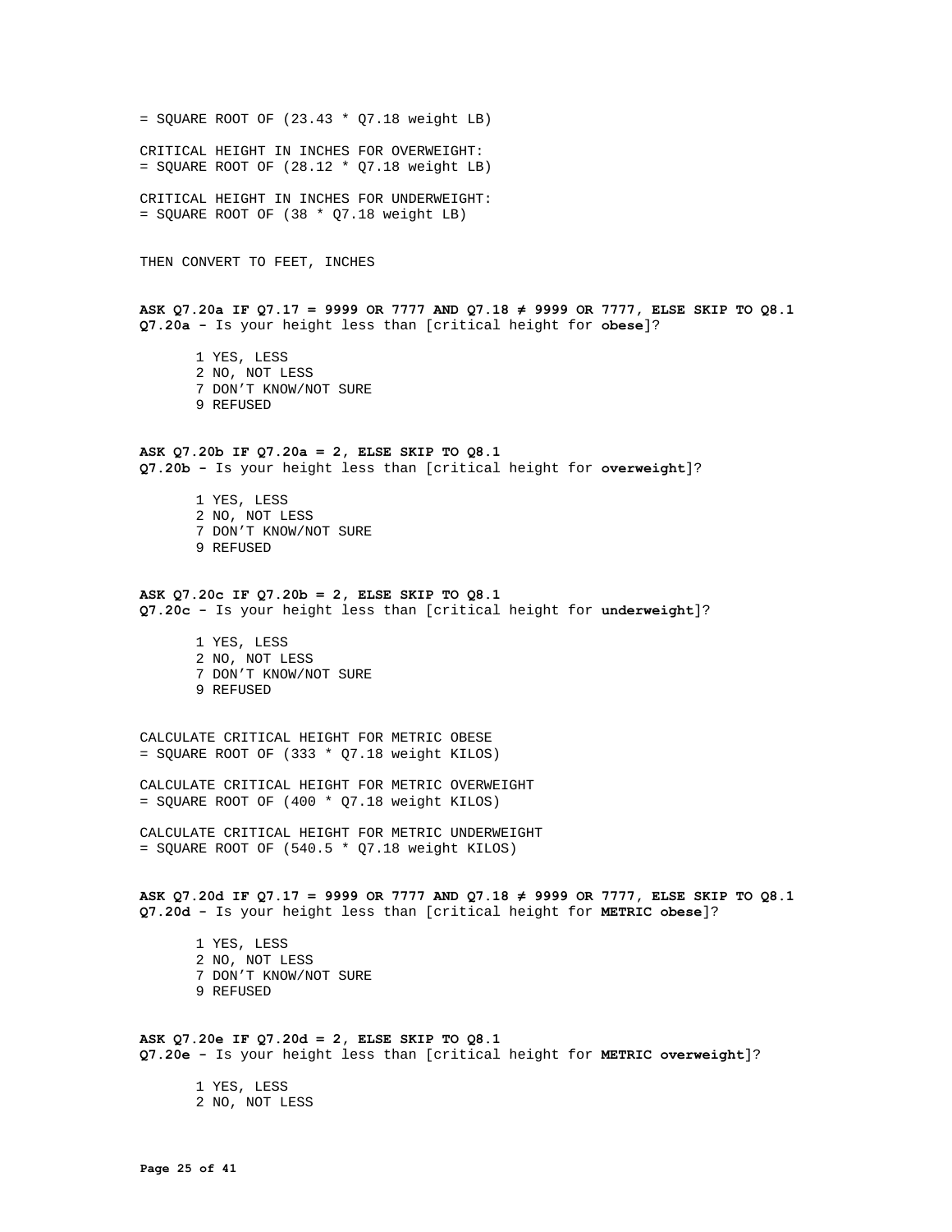= SQUARE ROOT OF (23.43 * Q7.18 weight LB)

CRITICAL HEIGHT IN INCHES FOR OVERWEIGHT:
= SQUARE ROOT OF (28.12 * Q7.18 weight LB)

CRITICAL HEIGHT IN INCHES FOR UNDERWEIGHT:
= SQUARE ROOT OF (38 * Q7.18 weight LB)

THEN CONVERT TO FEET, INCHES

**ASK Q7.20a IF Q7.17 = 9999 OR 7777 AND Q7.18 ≠ 9999 OR 7777, ELSE SKIP TO Q8.1**
**Q7.20a -** Is your height less than [critical height for **obese**]?

1 YES, LESS
2 NO, NOT LESS
7 DON'T KNOW/NOT SURE
9 REFUSED

**ASK Q7.20b IF Q7.20a = 2, ELSE SKIP TO Q8.1**
**Q7.20b -** Is your height less than [critical height for **overweight**]?

1 YES, LESS
2 NO, NOT LESS
7 DON'T KNOW/NOT SURE
9 REFUSED

**ASK Q7.20c IF Q7.20b = 2, ELSE SKIP TO Q8.1**
**Q7.20c -** Is your height less than [critical height for **underweight**]?

1 YES, LESS
2 NO, NOT LESS
7 DON'T KNOW/NOT SURE
9 REFUSED

CALCULATE CRITICAL HEIGHT FOR METRIC OBESE
= SQUARE ROOT OF (333 * Q7.18 weight KILOS)

CALCULATE CRITICAL HEIGHT FOR METRIC OVERWEIGHT
= SQUARE ROOT OF (400 * Q7.18 weight KILOS)

CALCULATE CRITICAL HEIGHT FOR METRIC UNDERWEIGHT
= SQUARE ROOT OF (540.5 * Q7.18 weight KILOS)

**ASK Q7.20d IF Q7.17 = 9999 OR 7777 AND Q7.18 ≠ 9999 OR 7777, ELSE SKIP TO Q8.1**
**Q7.20d -** Is your height less than [critical height for **METRIC obese**]?

1 YES, LESS
2 NO, NOT LESS
7 DON'T KNOW/NOT SURE
9 REFUSED

**ASK Q7.20e IF Q7.20d = 2, ELSE SKIP TO Q8.1**
**Q7.20e -** Is your height less than [critical height for **METRIC overweight**]?

1 YES, LESS
2 NO, NOT LESS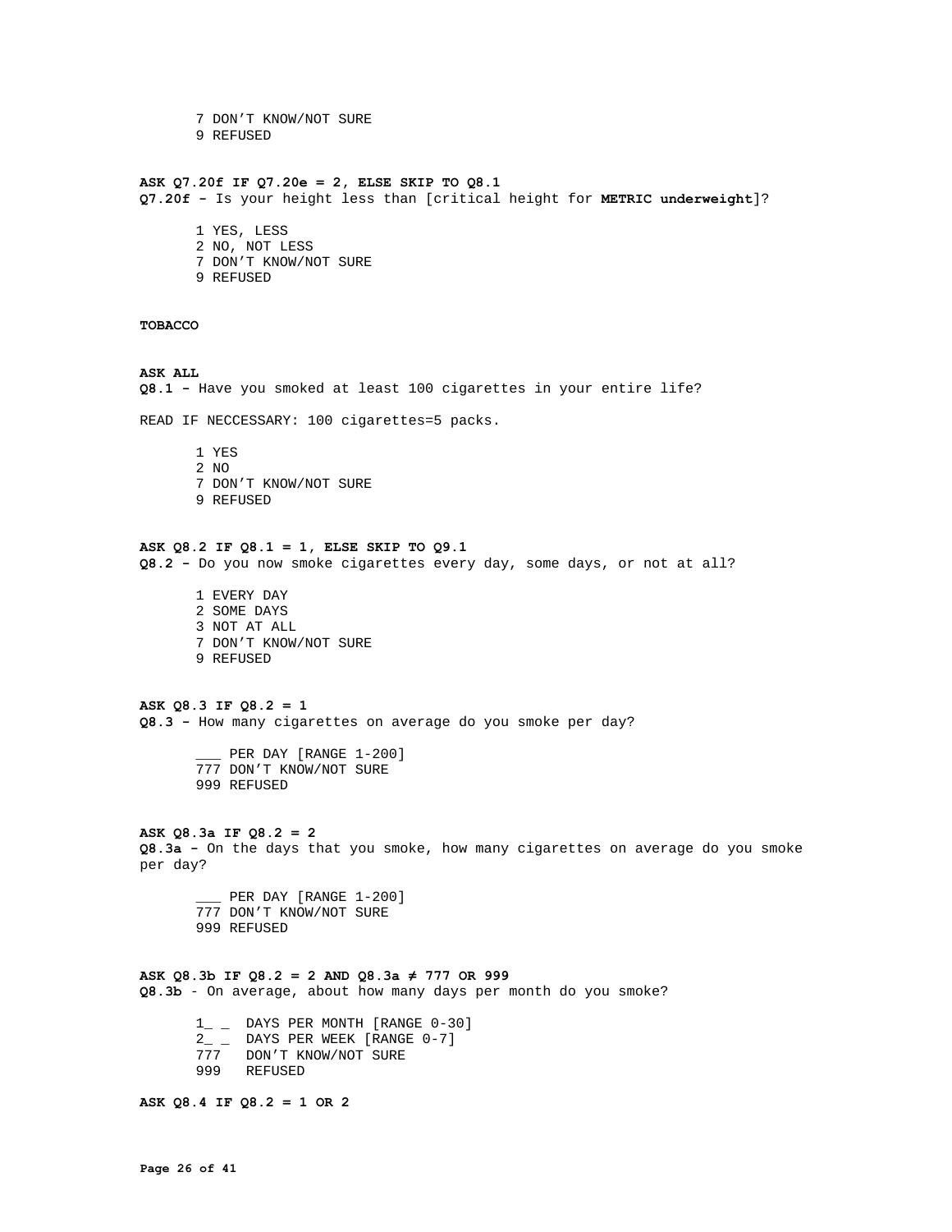7 DON'T KNOW/NOT SURE
9 REFUSED

**ASK Q7.20f IF Q7.20e = 2, ELSE SKIP TO Q8.1**
**Q7.20f –** Is your height less than [critical height for **METRIC underweight**]?

1 YES, LESS
2 NO, NOT LESS
7 DON'T KNOW/NOT SURE
9 REFUSED

**TOBACCO**

**ASK ALL**
**Q8.1 –** Have you smoked at least 100 cigarettes in your entire life?

READ IF NECCESSARY: 100 cigarettes=5 packs.

1 YES
2 NO
7 DON'T KNOW/NOT SURE
9 REFUSED

**ASK Q8.2 IF Q8.1 = 1, ELSE SKIP TO Q9.1**
**Q8.2 –** Do you now smoke cigarettes every day, some days, or not at all?

1 EVERY DAY
2 SOME DAYS
3 NOT AT ALL
7 DON'T KNOW/NOT SURE
9 REFUSED

**ASK Q8.3 IF Q8.2 = 1**
**Q8.3 –** How many cigarettes on average do you smoke per day?

___ PER DAY [RANGE 1-200]
777 DON'T KNOW/NOT SURE
999 REFUSED

**ASK Q8.3a IF Q8.2 = 2**
**Q8.3a –** On the days that you smoke, how many cigarettes on average do you smoke per day?

___ PER DAY [RANGE 1-200]
777 DON'T KNOW/NOT SURE
999 REFUSED

**ASK Q8.3b IF Q8.2 = 2 AND Q8.3a ≠ 777 OR 999**
**Q8.3b** - On average, about how many days per month do you smoke?

1_ _ DAYS PER MONTH [RANGE 0-30]
2_ _ DAYS PER WEEK [RANGE 0-7]
777 DON'T KNOW/NOT SURE
999 REFUSED

**ASK Q8.4 IF Q8.2 = 1 OR 2**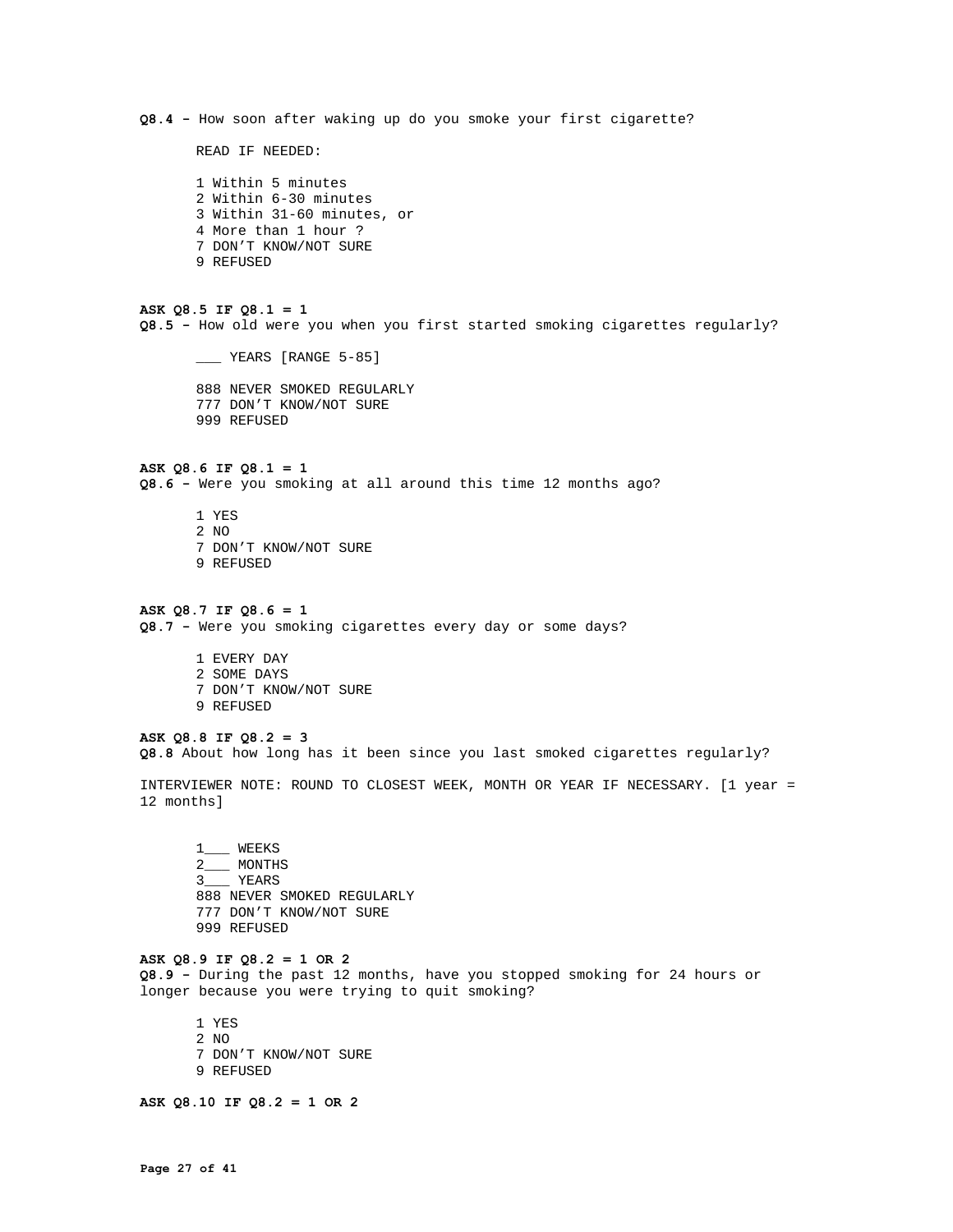**Q8.4 –** How soon after waking up do you smoke your first cigarette?

READ IF NEEDED:

1 Within 5 minutes
2 Within 6-30 minutes
3 Within 31-60 minutes, or
4 More than 1 hour ?
7 DON'T KNOW/NOT SURE
9 REFUSED

**ASK Q8.5 IF Q8.1 = 1**
**Q8.5 –** How old were you when you first started smoking cigarettes regularly?

___ YEARS [RANGE 5-85]

888 NEVER SMOKED REGULARLY
777 DON'T KNOW/NOT SURE
999 REFUSED

**ASK Q8.6 IF Q8.1 = 1**
**Q8.6 –** Were you smoking at all around this time 12 months ago?

1 YES
2 NO
7 DON'T KNOW/NOT SURE
9 REFUSED

**ASK Q8.7 IF Q8.6 = 1**
**Q8.7 –** Were you smoking cigarettes every day or some days?

1 EVERY DAY
2 SOME DAYS
7 DON'T KNOW/NOT SURE
9 REFUSED

**ASK Q8.8 IF Q8.2 = 3**
**Q8.8** About how long has it been since you last smoked cigarettes regularly?

INTERVIEWER NOTE: ROUND TO CLOSEST WEEK, MONTH OR YEAR IF NECESSARY. [1 year = 12 months]

1___ WEEKS
2___ MONTHS
3___ YEARS
888 NEVER SMOKED REGULARLY
777 DON'T KNOW/NOT SURE
999 REFUSED

**ASK Q8.9 IF Q8.2 = 1 OR 2**
**Q8.9 –** During the past 12 months, have you stopped smoking for 24 hours or longer because you were trying to quit smoking?

1 YES
2 NO
7 DON'T KNOW/NOT SURE
9 REFUSED

**ASK Q8.10 IF Q8.2 = 1 OR 2**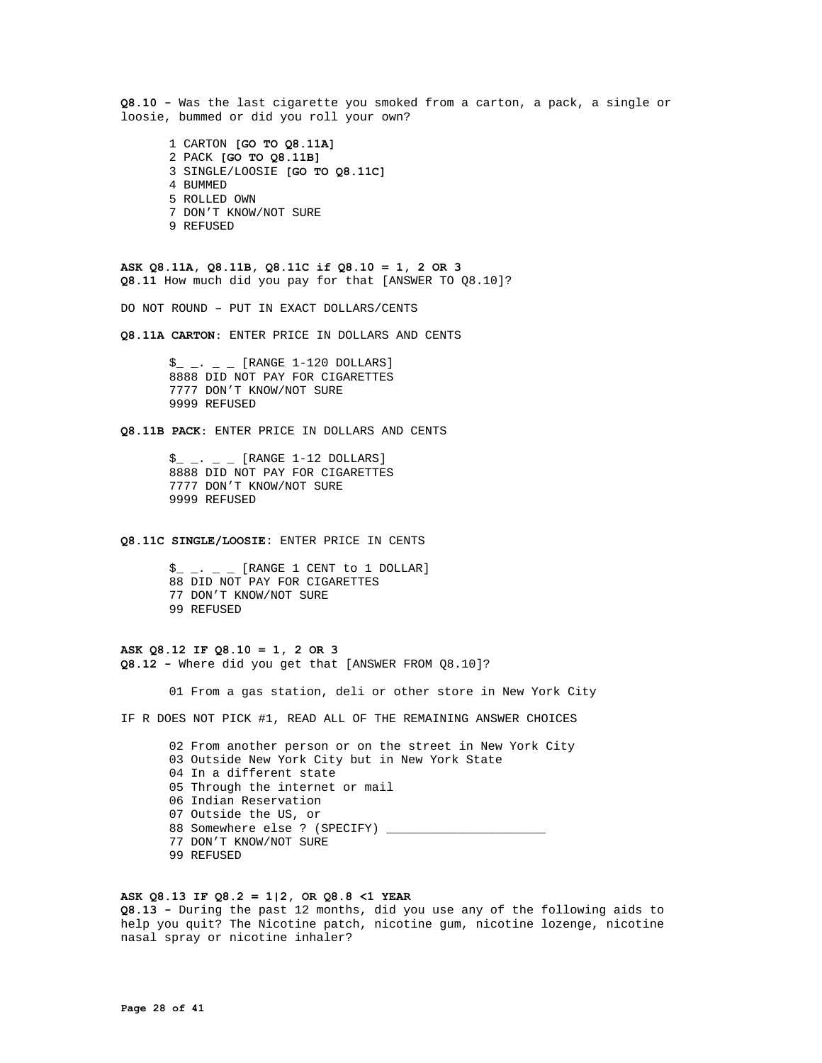**Q8.10 –** Was the last cigarette you smoked from a carton, a pack, a single or loosie, bummed or did you roll your own?

1 CARTON **[GO TO Q8.11A]**
2 PACK **[GO TO Q8.11B]**
3 SINGLE/LOOSIE **[GO TO Q8.11C]**
4 BUMMED
5 ROLLED OWN
7 DON'T KNOW/NOT SURE
9 REFUSED

**ASK Q8.11A, Q8.11B, Q8.11C if Q8.10 = 1, 2 OR 3**
**Q8.11** How much did you pay for that [ANSWER TO Q8.10]?

DO NOT ROUND – PUT IN EXACT DOLLARS/CENTS

**Q8.11A CARTON**: ENTER PRICE IN DOLLARS AND CENTS

$_ _. _ _ [RANGE 1-120 DOLLARS]
8888 DID NOT PAY FOR CIGARETTES
7777 DON'T KNOW/NOT SURE
9999 REFUSED

**Q8.11B PACK**: ENTER PRICE IN DOLLARS AND CENTS

$_ _. _ _ [RANGE 1-12 DOLLARS]
8888 DID NOT PAY FOR CIGARETTES
7777 DON'T KNOW/NOT SURE
9999 REFUSED

**Q8.11C SINGLE/LOOSIE**: ENTER PRICE IN CENTS

$_ _. _ _ [RANGE 1 CENT to 1 DOLLAR]
88 DID NOT PAY FOR CIGARETTES
77 DON'T KNOW/NOT SURE
99 REFUSED

**ASK Q8.12 IF Q8.10 = 1, 2 OR 3**
**Q8.12 –** Where did you get that [ANSWER FROM Q8.10]?

01 From a gas station, deli or other store in New York City

IF R DOES NOT PICK #1, READ ALL OF THE REMAINING ANSWER CHOICES

02 From another person or on the street in New York City
03 Outside New York City but in New York State
04 In a different state
05 Through the internet or mail
06 Indian Reservation
07 Outside the US, or
88 Somewhere else ? (SPECIFY) ______________________
77 DON'T KNOW/NOT SURE
99 REFUSED

**ASK Q8.13 IF Q8.2 = 1|2, OR Q8.8 <1 YEAR**
**Q8.13 –** During the past 12 months, did you use any of the following aids to help you quit? The Nicotine patch, nicotine gum, nicotine lozenge, nicotine nasal spray or nicotine inhaler?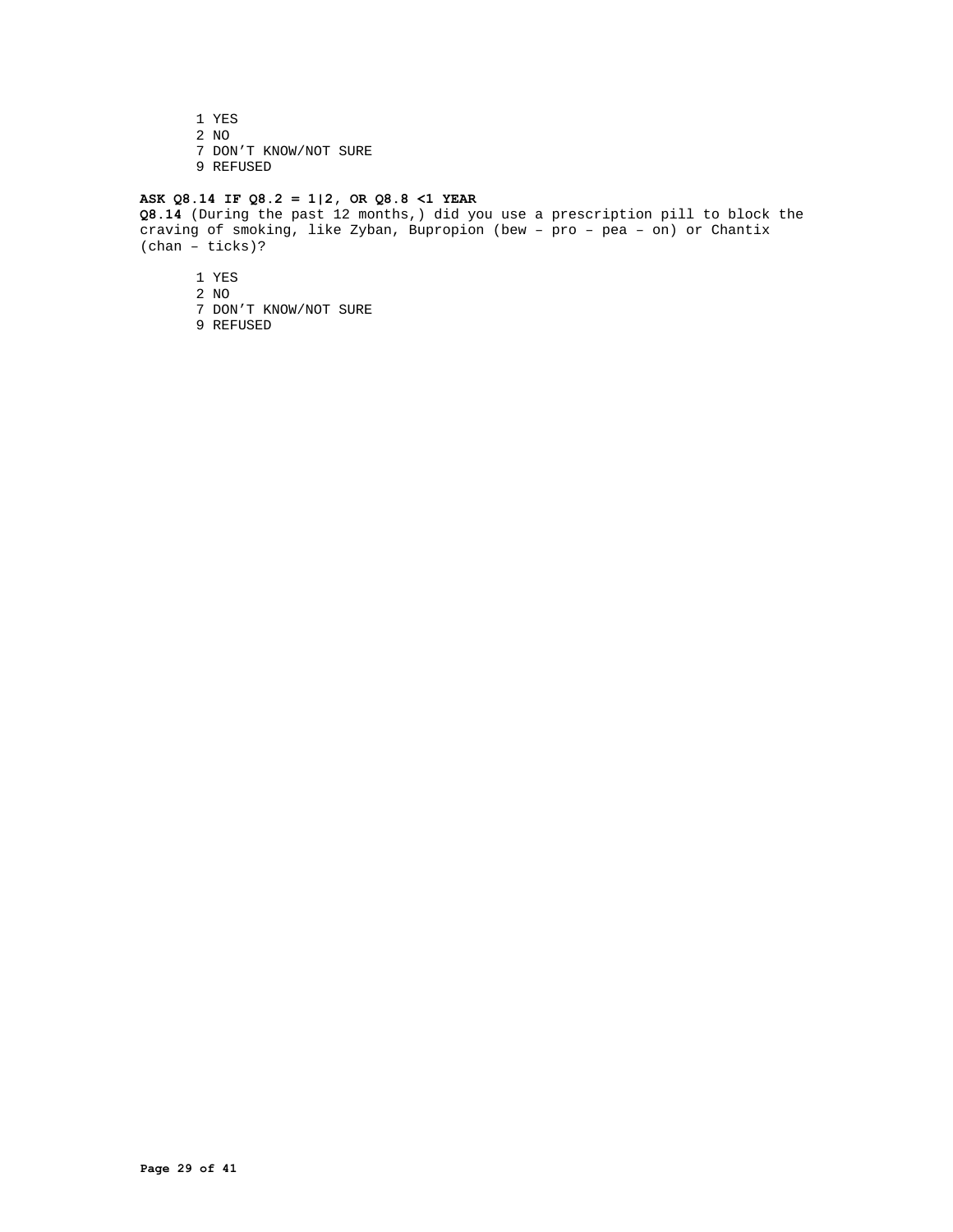1 YES
2 NO
7 DON'T KNOW/NOT SURE
9 REFUSED

**ASK Q8.14 IF Q8.2 = 1|2, OR Q8.8 <1 YEAR**
**Q8.14** (During the past 12 months,) did you use a prescription pill to block the craving of smoking, like Zyban, Bupropion (bew – pro – pea – on) or Chantix (chan – ticks)?

1 YES
2 NO
7 DON'T KNOW/NOT SURE
9 REFUSED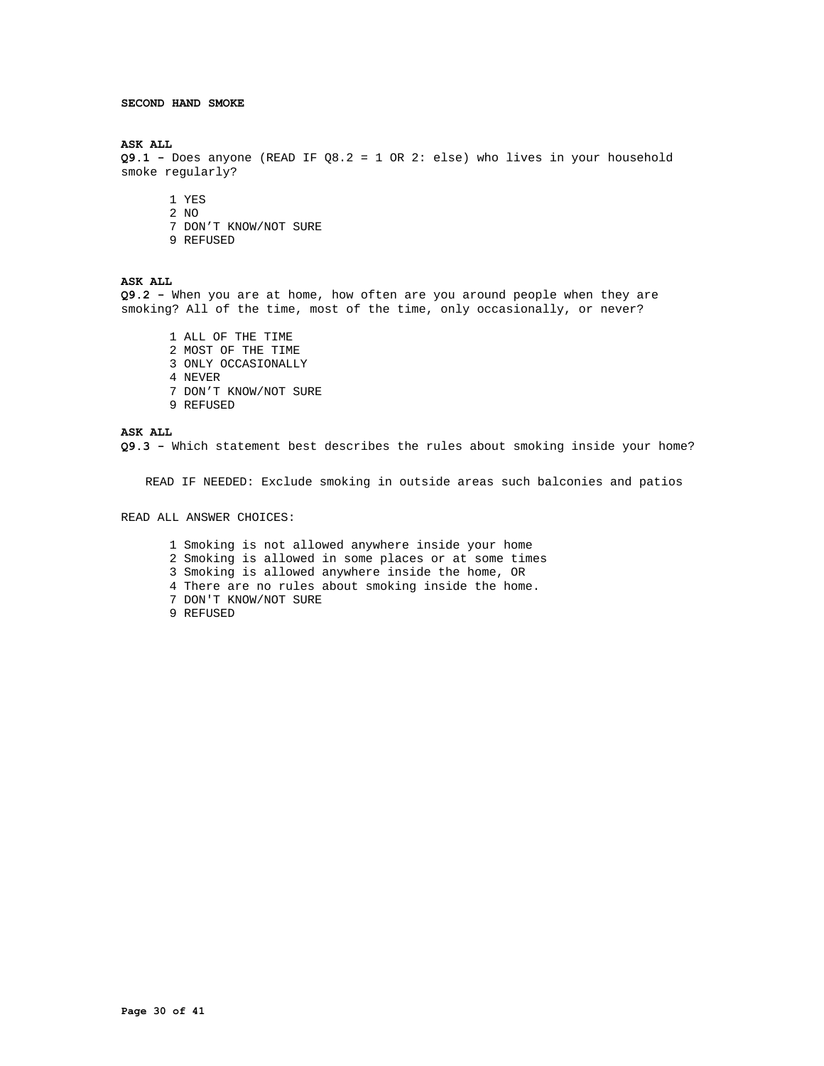**SECOND HAND SMOKE**

**ASK ALL**

**Q9.1 –** Does anyone (READ IF Q8.2 = 1 OR 2: else) who lives in your household smoke regularly?

1 YES
2 NO
7 DON'T KNOW/NOT SURE
9 REFUSED

**ASK ALL**

**Q9.2 –** When you are at home, how often are you around people when they are smoking? All of the time, most of the time, only occasionally, or never?

1 ALL OF THE TIME
2 MOST OF THE TIME
3 ONLY OCCASIONALLY
4 NEVER
7 DON'T KNOW/NOT SURE
9 REFUSED

**ASK ALL**

**Q9.3 –** Which statement best describes the rules about smoking inside your home?

READ IF NEEDED: Exclude smoking in outside areas such balconies and patios

READ ALL ANSWER CHOICES:

1 Smoking is not allowed anywhere inside your home
2 Smoking is allowed in some places or at some times
3 Smoking is allowed anywhere inside the home, OR
4 There are no rules about smoking inside the home.
7 DON'T KNOW/NOT SURE
9 REFUSED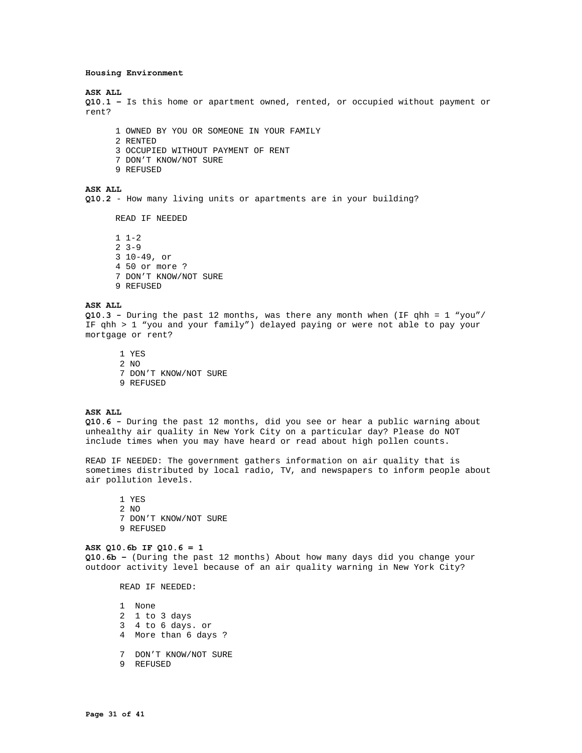**Housing Environment**

**ASK ALL**

**Q10.1 –** Is this home or apartment owned, rented, or occupied without payment or rent?

1 OWNED BY YOU OR SOMEONE IN YOUR FAMILY
2 RENTED
3 OCCUPIED WITHOUT PAYMENT OF RENT
7 DON'T KNOW/NOT SURE
9 REFUSED

**ASK ALL**

**Q10.2** - How many living units or apartments are in your building?

READ IF NEEDED

1 1-2
2 3-9
3 10-49, or
4 50 or more ?
7 DON'T KNOW/NOT SURE
9 REFUSED

**ASK ALL**

**Q10.3 –** During the past 12 months, was there any month when (IF qhh = 1 "you"/ IF qhh > 1 "you and your family") delayed paying or were not able to pay your mortgage or rent?

1 YES
2 NO
7 DON'T KNOW/NOT SURE
9 REFUSED

**ASK ALL**

**Q10.6 –** During the past 12 months, did you see or hear a public warning about unhealthy air quality in New York City on a particular day? Please do NOT include times when you may have heard or read about high pollen counts.

READ IF NEEDED: The government gathers information on air quality that is sometimes distributed by local radio, TV, and newspapers to inform people about air pollution levels.

1 YES
2 NO
7 DON'T KNOW/NOT SURE
9 REFUSED

**ASK Q10.6b IF Q10.6 = 1**

**Q10.6b –** (During the past 12 months) About how many days did you change your outdoor activity level because of an air quality warning in New York City?

READ IF NEEDED:

1 None
2 1 to 3 days
3 4 to 6 days. or
4 More than 6 days ?

7 DON'T KNOW/NOT SURE
9 REFUSED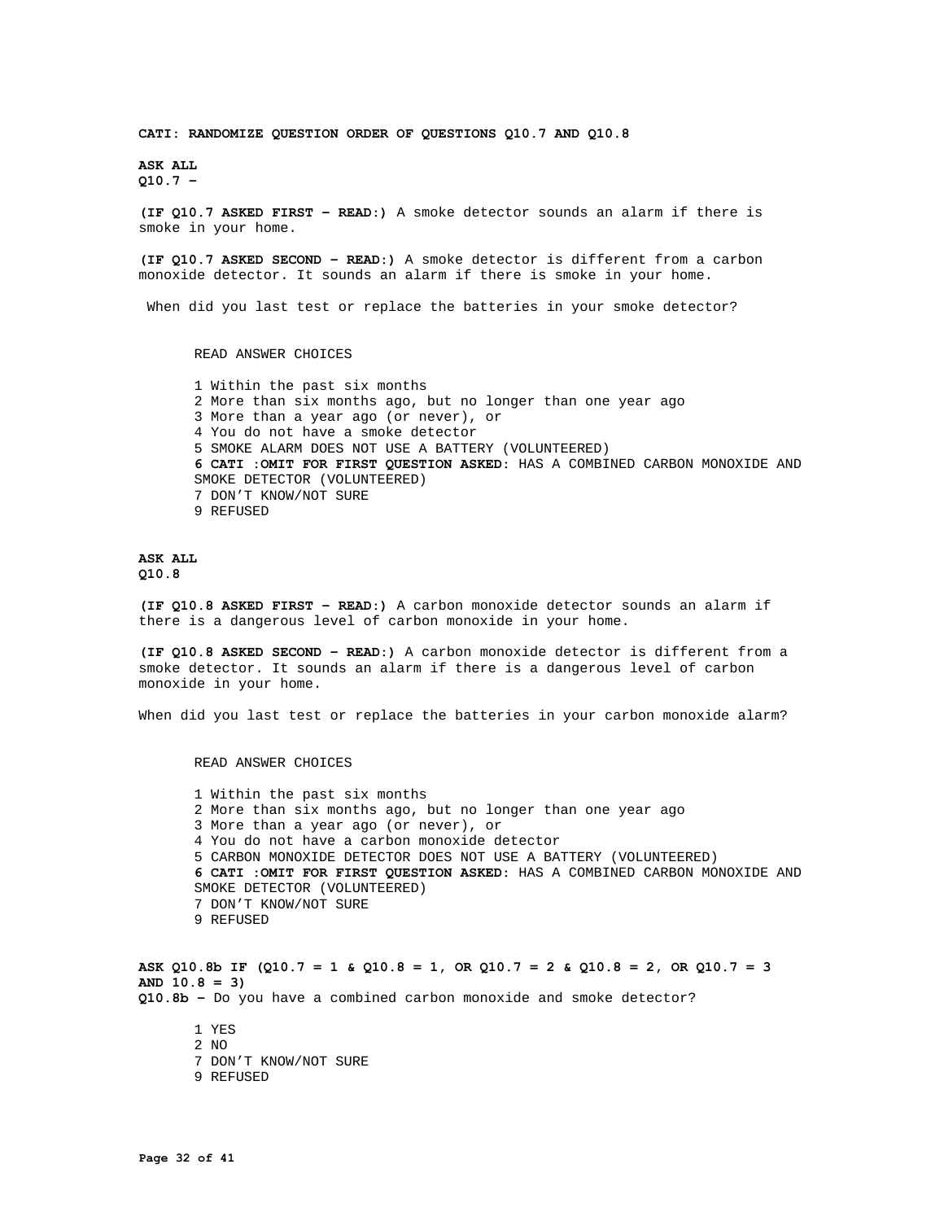**CATI: RANDOMIZE QUESTION ORDER OF QUESTIONS Q10.7 AND Q10.8**

**ASK ALL**
**Q10.7 –**

**(IF Q10.7 ASKED FIRST – READ:)** A smoke detector sounds an alarm if there is smoke in your home.

**(IF Q10.7 ASKED SECOND – READ:)** A smoke detector is different from a carbon monoxide detector. It sounds an alarm if there is smoke in your home.

When did you last test or replace the batteries in your smoke detector?

READ ANSWER CHOICES

1 Within the past six months
2 More than six months ago, but no longer than one year ago
3 More than a year ago (or never), or
4 You do not have a smoke detector
5 SMOKE ALARM DOES NOT USE A BATTERY (VOLUNTEERED)
**6 CATI :OMIT FOR FIRST QUESTION ASKED:** HAS A COMBINED CARBON MONOXIDE AND SMOKE DETECTOR (VOLUNTEERED)
7 DON'T KNOW/NOT SURE
9 REFUSED

**ASK ALL**
**Q10.8**

**(IF Q10.8 ASKED FIRST – READ:)** A carbon monoxide detector sounds an alarm if there is a dangerous level of carbon monoxide in your home.

**(IF Q10.8 ASKED SECOND – READ:)** A carbon monoxide detector is different from a smoke detector. It sounds an alarm if there is a dangerous level of carbon monoxide in your home.

When did you last test or replace the batteries in your carbon monoxide alarm?

READ ANSWER CHOICES

1 Within the past six months
2 More than six months ago, but no longer than one year ago
3 More than a year ago (or never), or
4 You do not have a carbon monoxide detector
5 CARBON MONOXIDE DETECTOR DOES NOT USE A BATTERY (VOLUNTEERED)
**6 CATI :OMIT FOR FIRST QUESTION ASKED:** HAS A COMBINED CARBON MONOXIDE AND SMOKE DETECTOR (VOLUNTEERED)
7 DON'T KNOW/NOT SURE
9 REFUSED

**ASK Q10.8b IF (Q10.7 = 1 & Q10.8 = 1, OR Q10.7 = 2 & Q10.8 = 2, OR Q10.7 = 3 AND 10.8 = 3)**
**Q10.8b –** Do you have a combined carbon monoxide and smoke detector?

1 YES
2 NO
7 DON'T KNOW/NOT SURE
9 REFUSED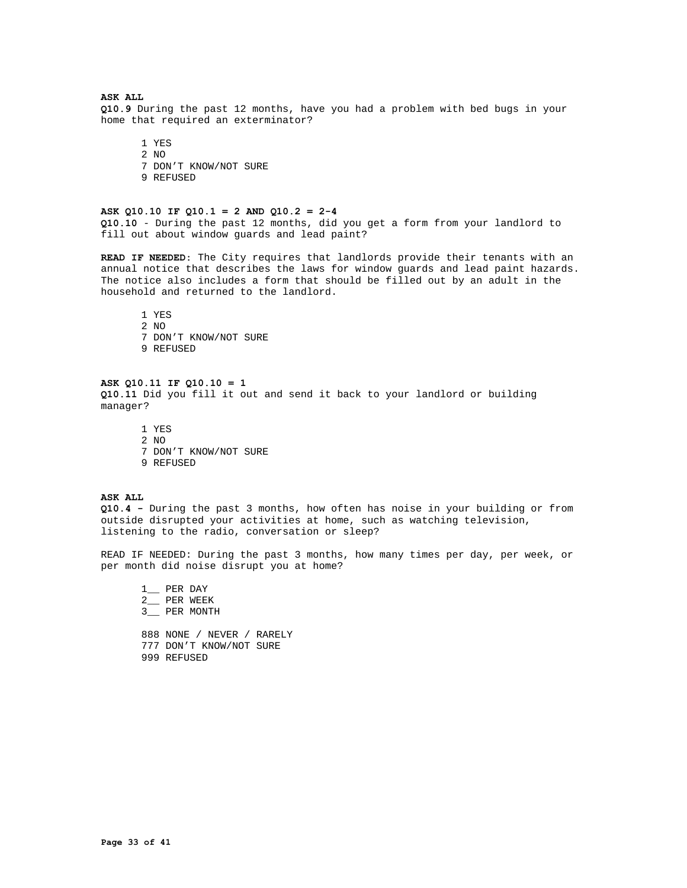**ASK ALL**
**Q10.9** During the past 12 months, have you had a problem with bed bugs in your home that required an exterminator?

1 YES
2 NO
7 DON'T KNOW/NOT SURE
9 REFUSED

**ASK Q10.10 IF Q10.1 = 2 AND Q10.2 = 2-4**
**Q10.10** - During the past 12 months, did you get a form from your landlord to fill out about window guards and lead paint?

**READ IF NEEDED**: The City requires that landlords provide their tenants with an annual notice that describes the laws for window guards and lead paint hazards. The notice also includes a form that should be filled out by an adult in the household and returned to the landlord.

1 YES
2 NO
7 DON'T KNOW/NOT SURE
9 REFUSED

**ASK Q10.11 IF Q10.10 = 1**
**Q10.11** Did you fill it out and send it back to your landlord or building manager?

1 YES
2 NO
7 DON'T KNOW/NOT SURE
9 REFUSED

**ASK ALL**
**Q10.4 –** During the past 3 months, how often has noise in your building or from outside disrupted your activities at home, such as watching television, listening to the radio, conversation or sleep?

READ IF NEEDED: During the past 3 months, how many times per day, per week, or per month did noise disrupt you at home?

1__ PER DAY
2__ PER WEEK
3__ PER MONTH

888 NONE / NEVER / RARELY
777 DON'T KNOW/NOT SURE
999 REFUSED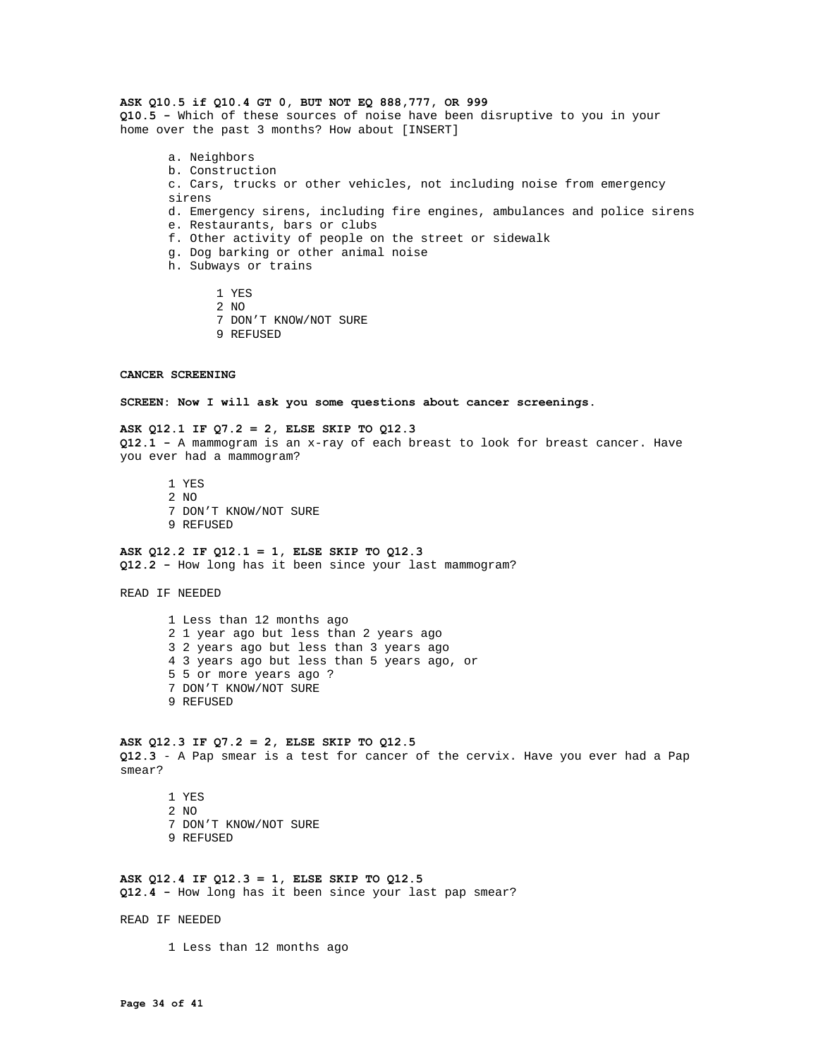**ASK Q10.5 if Q10.4 GT 0, BUT NOT EQ 888,777, OR 999**
**Q10.5 –** Which of these sources of noise have been disruptive to you in your home over the past 3 months? How about [INSERT]

a. Neighbors
b. Construction
c. Cars, trucks or other vehicles, not including noise from emergency sirens
d. Emergency sirens, including fire engines, ambulances and police sirens
e. Restaurants, bars or clubs
f. Other activity of people on the street or sidewalk
g. Dog barking or other animal noise
h. Subways or trains

1 YES
2 NO
7 DON'T KNOW/NOT SURE
9 REFUSED

**CANCER SCREENING**

**SCREEN: Now I will ask you some questions about cancer screenings.**

**ASK Q12.1 IF Q7.2 = 2, ELSE SKIP TO Q12.3**
**Q12.1 –** A mammogram is an x-ray of each breast to look for breast cancer. Have you ever had a mammogram?

1 YES
2 NO
7 DON'T KNOW/NOT SURE
9 REFUSED

**ASK Q12.2 IF Q12.1 = 1, ELSE SKIP TO Q12.3**
**Q12.2 –** How long has it been since your last mammogram?

READ IF NEEDED

1 Less than 12 months ago
2 1 year ago but less than 2 years ago
3 2 years ago but less than 3 years ago
4 3 years ago but less than 5 years ago, or
5 5 or more years ago ?
7 DON'T KNOW/NOT SURE
9 REFUSED

**ASK Q12.3 IF Q7.2 = 2, ELSE SKIP TO Q12.5**
**Q12.3** - A Pap smear is a test for cancer of the cervix. Have you ever had a Pap smear?

1 YES
2 NO
7 DON'T KNOW/NOT SURE
9 REFUSED

**ASK Q12.4 IF Q12.3 = 1, ELSE SKIP TO Q12.5**
**Q12.4 –** How long has it been since your last pap smear?

READ IF NEEDED

1 Less than 12 months ago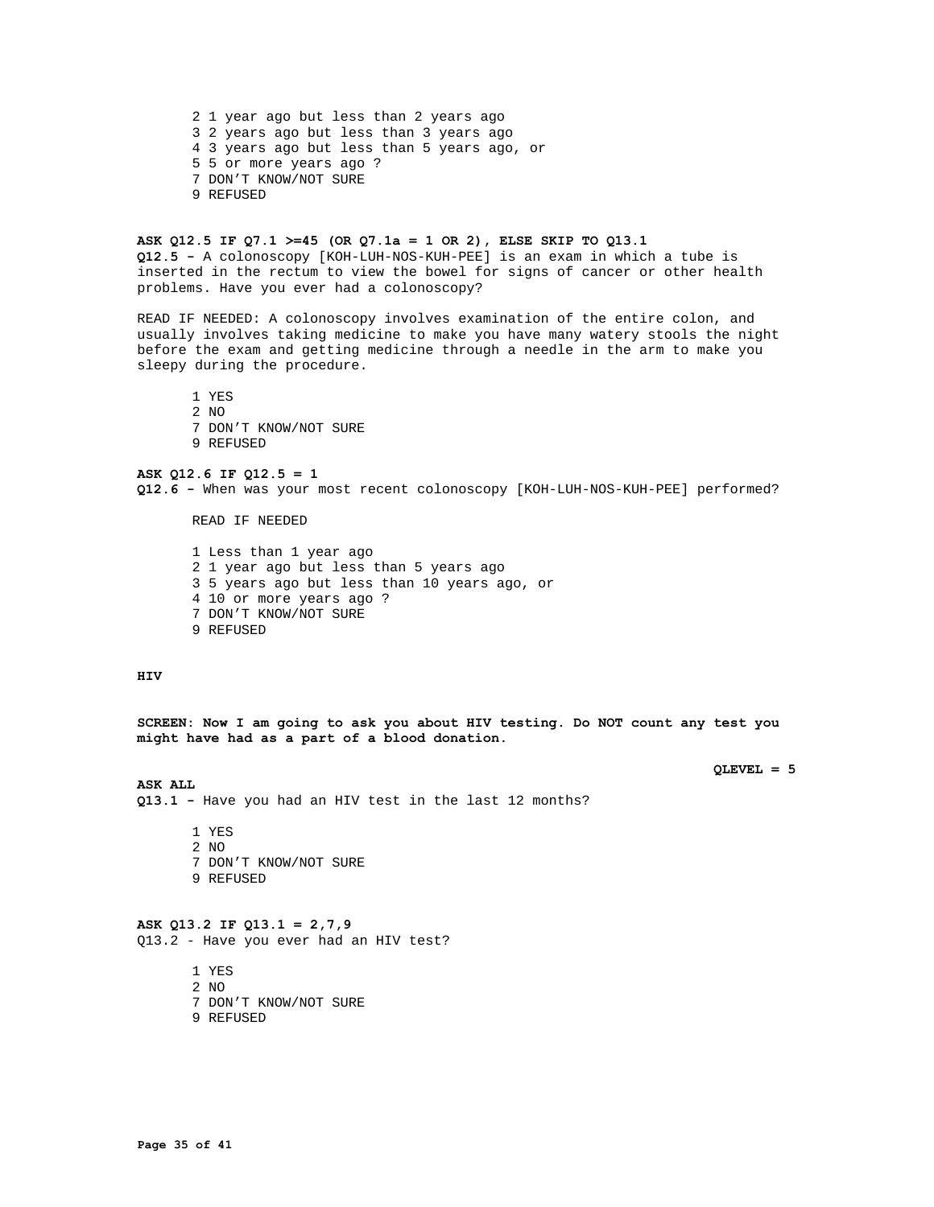2 1 year ago but less than 2 years ago
3 2 years ago but less than 3 years ago
4 3 years ago but less than 5 years ago, or
5 5 or more years ago ?
7 DON'T KNOW/NOT SURE
9 REFUSED

**ASK Q12.5 IF Q7.1 >=45 (OR Q7.1a = 1 OR 2), ELSE SKIP TO Q13.1**
**Q12.5 –** A colonoscopy [KOH-LUH-NOS-KUH-PEE] is an exam in which a tube is inserted in the rectum to view the bowel for signs of cancer or other health problems. Have you ever had a colonoscopy?

READ IF NEEDED: A colonoscopy involves examination of the entire colon, and usually involves taking medicine to make you have many watery stools the night before the exam and getting medicine through a needle in the arm to make you sleepy during the procedure.

1 YES
2 NO
7 DON'T KNOW/NOT SURE
9 REFUSED

**ASK Q12.6 IF Q12.5 = 1**
**Q12.6 –** When was your most recent colonoscopy [KOH-LUH-NOS-KUH-PEE] performed?

READ IF NEEDED

1 Less than 1 year ago
2 1 year ago but less than 5 years ago
3 5 years ago but less than 10 years ago, or
4 10 or more years ago ?
7 DON'T KNOW/NOT SURE
9 REFUSED

**HIV**

**SCREEN: Now I am going to ask you about HIV testing. Do NOT count any test you might have had as a part of a blood donation.**

**QLEVEL = 5**

**ASK ALL**
**Q13.1 –** Have you had an HIV test in the last 12 months?

1 YES
2 NO
7 DON'T KNOW/NOT SURE
9 REFUSED

**ASK Q13.2 IF Q13.1 = 2,7,9**
Q13.2 - Have you ever had an HIV test?

1 YES
2 NO
7 DON'T KNOW/NOT SURE
9 REFUSED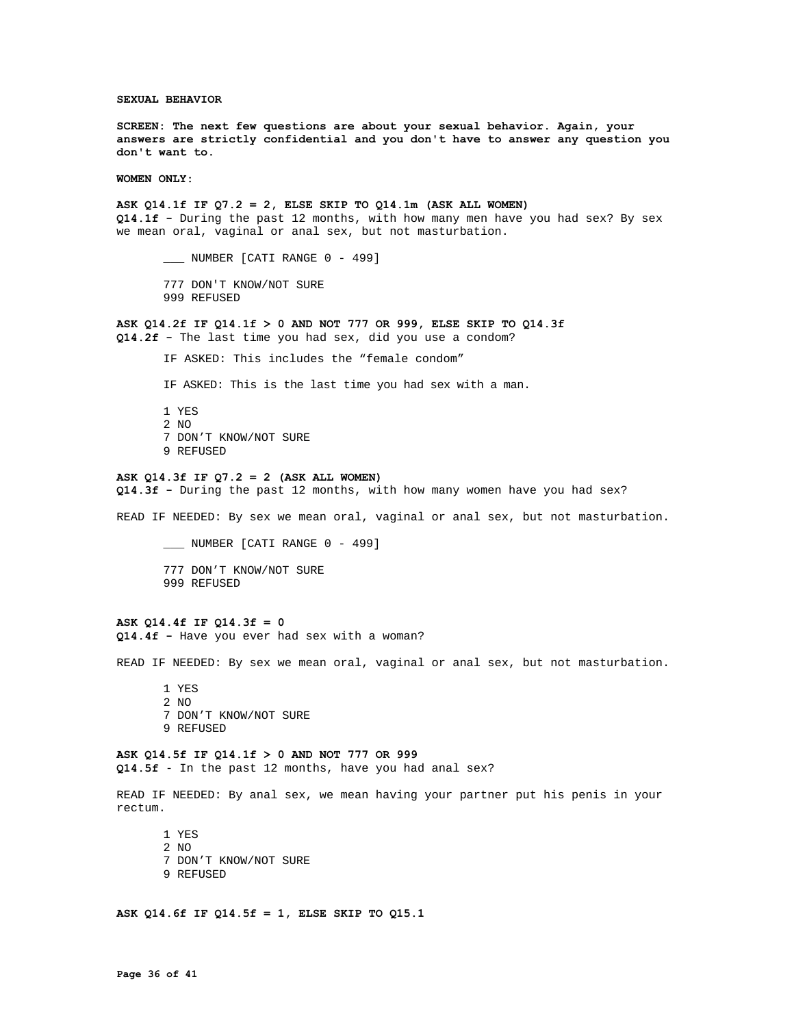**SEXUAL BEHAVIOR**

**SCREEN: The next few questions are about your sexual behavior. Again, your answers are strictly confidential and you don't have to answer any question you don't want to.**

**WOMEN ONLY:**

**ASK Q14.1f IF Q7.2 = 2, ELSE SKIP TO Q14.1m (ASK ALL WOMEN)**
**Q14.1f –** During the past 12 months, with how many men have you had sex? By sex we mean oral, vaginal or anal sex, but not masturbation.

___ NUMBER [CATI RANGE 0 - 499]

777 DON'T KNOW/NOT SURE
999 REFUSED

**ASK Q14.2f IF Q14.1f > 0 AND NOT 777 OR 999, ELSE SKIP TO Q14.3f**
**Q14.2f –** The last time you had sex, did you use a condom?

IF ASKED: This includes the “female condom”

IF ASKED: This is the last time you had sex with a man.

1 YES
2 NO
7 DON’T KNOW/NOT SURE
9 REFUSED

**ASK Q14.3f IF Q7.2 = 2 (ASK ALL WOMEN)**
**Q14.3f –** During the past 12 months, with how many women have you had sex?

READ IF NEEDED: By sex we mean oral, vaginal or anal sex, but not masturbation.

___ NUMBER [CATI RANGE 0 - 499]

777 DON’T KNOW/NOT SURE
999 REFUSED

**ASK Q14.4f IF Q14.3f = 0**
**Q14.4f –** Have you ever had sex with a woman?

READ IF NEEDED: By sex we mean oral, vaginal or anal sex, but not masturbation.

1 YES
2 NO
7 DON’T KNOW/NOT SURE
9 REFUSED

**ASK Q14.5f IF Q14.1f > 0 AND NOT 777 OR 999**
**Q14.5f** - In the past 12 months, have you had anal sex?

READ IF NEEDED: By anal sex, we mean having your partner put his penis in your rectum.

1 YES
2 NO
7 DON’T KNOW/NOT SURE
9 REFUSED

**ASK Q14.6f IF Q14.5f = 1, ELSE SKIP TO Q15.1**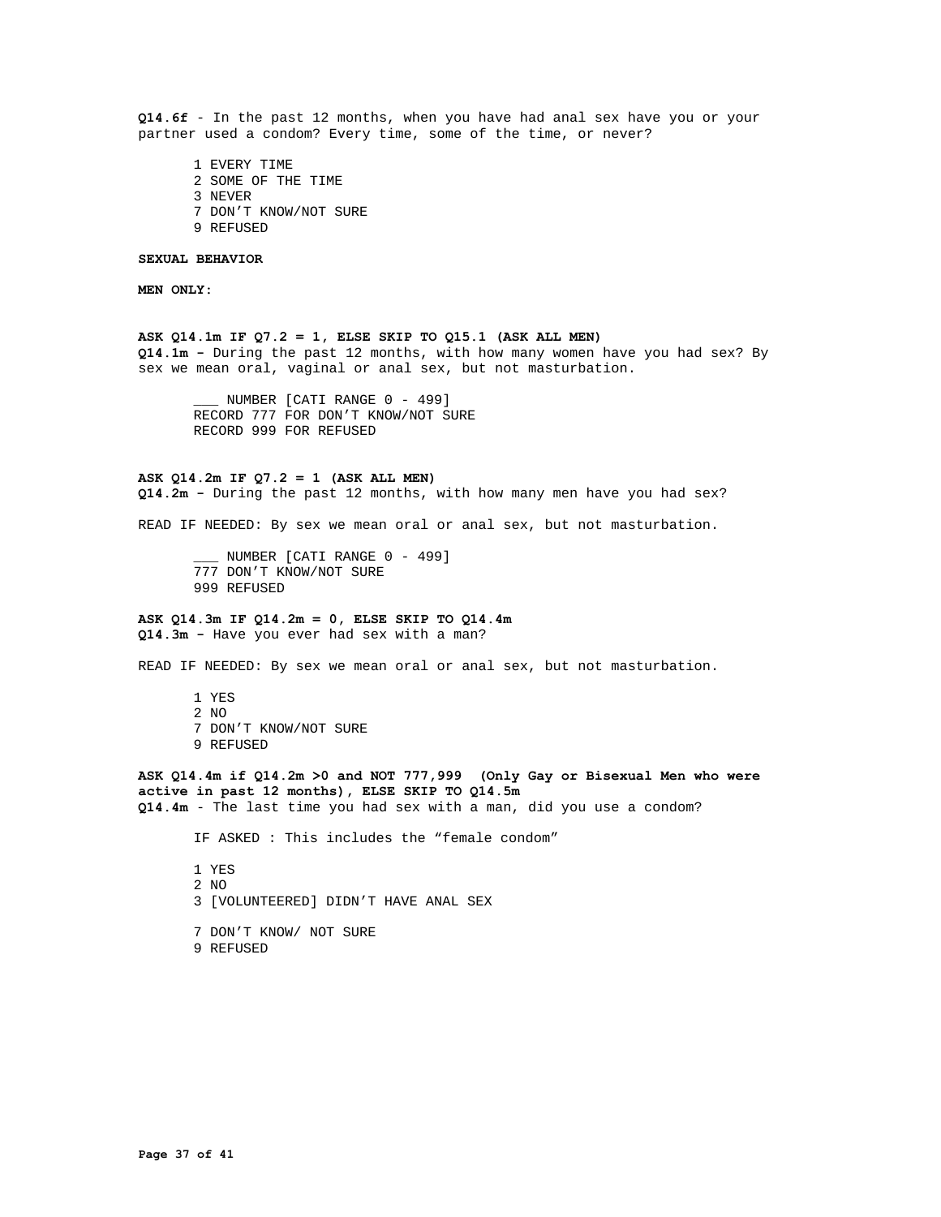**Q14.6f** - In the past 12 months, when you have had anal sex have you or your partner used a condom? Every time, some of the time, or never?

1 EVERY TIME
2 SOME OF THE TIME
3 NEVER
7 DON'T KNOW/NOT SURE
9 REFUSED

**SEXUAL BEHAVIOR**

**MEN ONLY:**

**ASK Q14.1m IF Q7.2 = 1, ELSE SKIP TO Q15.1 (ASK ALL MEN)**
**Q14.1m –** During the past 12 months, with how many women have you had sex? By sex we mean oral, vaginal or anal sex, but not masturbation.

___ NUMBER [CATI RANGE 0 - 499]
RECORD 777 FOR DON'T KNOW/NOT SURE
RECORD 999 FOR REFUSED

**ASK Q14.2m IF Q7.2 = 1 (ASK ALL MEN)**
**Q14.2m –** During the past 12 months, with how many men have you had sex?

READ IF NEEDED: By sex we mean oral or anal sex, but not masturbation.

___ NUMBER [CATI RANGE 0 - 499]
777 DON'T KNOW/NOT SURE
999 REFUSED

**ASK Q14.3m IF Q14.2m = 0, ELSE SKIP TO Q14.4m**
**Q14.3m –** Have you ever had sex with a man?

READ IF NEEDED: By sex we mean oral or anal sex, but not masturbation.

1 YES
2 NO
7 DON'T KNOW/NOT SURE
9 REFUSED

**ASK Q14.4m if Q14.2m >0 and NOT 777,999 (Only Gay or Bisexual Men who were active in past 12 months), ELSE SKIP TO Q14.5m**
**Q14.4m** - The last time you had sex with a man, did you use a condom?

IF ASKED : This includes the "female condom"

1 YES
2 NO
3 [VOLUNTEERED] DIDN'T HAVE ANAL SEX

7 DON'T KNOW/ NOT SURE
9 REFUSED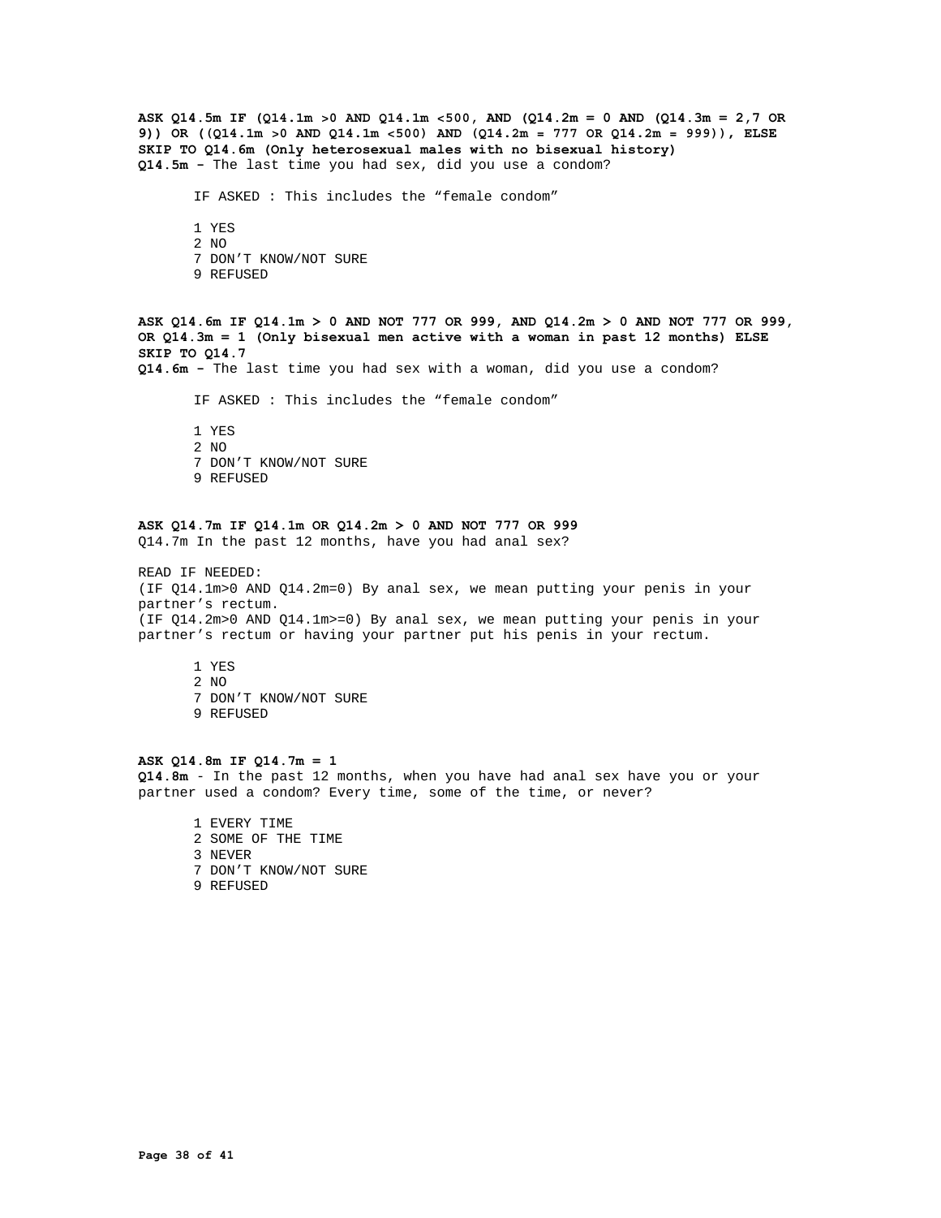**ASK Q14.5m IF (Q14.1m >0 AND Q14.1m <500, AND (Q14.2m = 0 AND (Q14.3m = 2,7 OR 9)) OR ((Q14.1m >0 AND Q14.1m <500) AND (Q14.2m = 777 OR Q14.2m = 999)), ELSE SKIP TO Q14.6m (Only heterosexual males with no bisexual history)**

**Q14.5m –** The last time you had sex, did you use a condom?

IF ASKED : This includes the "female condom"

1 YES
2 NO
7 DON'T KNOW/NOT SURE
9 REFUSED

**ASK Q14.6m IF Q14.1m > 0 AND NOT 777 OR 999, AND Q14.2m > 0 AND NOT 777 OR 999, OR Q14.3m = 1 (Only bisexual men active with a woman in past 12 months) ELSE SKIP TO Q14.7**

**Q14.6m –** The last time you had sex with a woman, did you use a condom?

IF ASKED : This includes the "female condom"

1 YES
2 NO
7 DON'T KNOW/NOT SURE
9 REFUSED

**ASK Q14.7m IF Q14.1m OR Q14.2m > 0 AND NOT 777 OR 999**

Q14.7m In the past 12 months, have you had anal sex?

READ IF NEEDED:
(IF Q14.1m>0 AND Q14.2m=0) By anal sex, we mean putting your penis in your partner's rectum.
(IF Q14.2m>0 AND Q14.1m>=0) By anal sex, we mean putting your penis in your partner's rectum or having your partner put his penis in your rectum.

1 YES
2 NO
7 DON'T KNOW/NOT SURE
9 REFUSED

**ASK Q14.8m IF Q14.7m = 1**

**Q14.8m** - In the past 12 months, when you have had anal sex have you or your partner used a condom? Every time, some of the time, or never?

1 EVERY TIME
2 SOME OF THE TIME
3 NEVER
7 DON'T KNOW/NOT SURE
9 REFUSED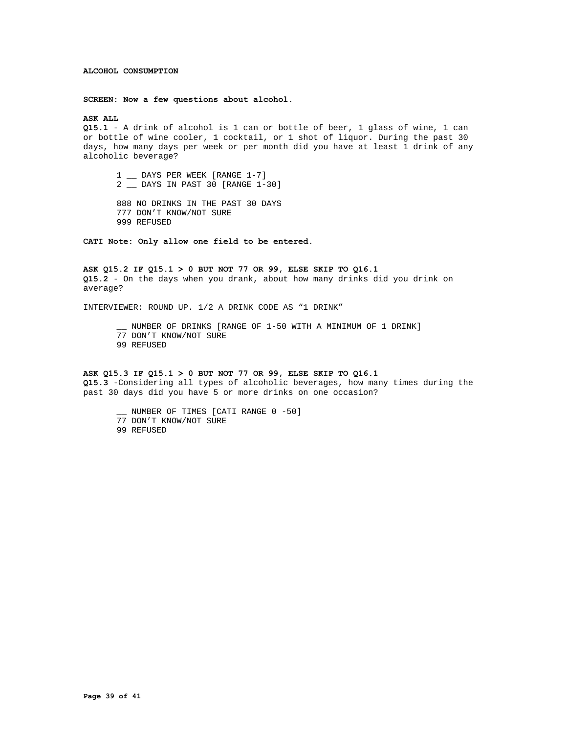**ALCOHOL CONSUMPTION**

**SCREEN: Now a few questions about alcohol.**

**ASK ALL**
**Q15.1** - A drink of alcohol is 1 can or bottle of beer, 1 glass of wine, 1 can or bottle of wine cooler, 1 cocktail, or 1 shot of liquor. During the past 30 days, how many days per week or per month did you have at least 1 drink of any alcoholic beverage?

1 __ DAYS PER WEEK [RANGE 1-7]
2 __ DAYS IN PAST 30 [RANGE 1-30]

888 NO DRINKS IN THE PAST 30 DAYS
777 DON'T KNOW/NOT SURE
999 REFUSED

**CATI Note: Only allow one field to be entered.**

**ASK Q15.2 IF Q15.1 > 0 BUT NOT 77 OR 99, ELSE SKIP TO Q16.1**
**Q15.2** - On the days when you drank, about how many drinks did you drink on average?

INTERVIEWER: ROUND UP. 1/2 A DRINK CODE AS "1 DRINK"

__ NUMBER OF DRINKS [RANGE OF 1-50 WITH A MINIMUM OF 1 DRINK]
77 DON'T KNOW/NOT SURE
99 REFUSED

**ASK Q15.3 IF Q15.1 > 0 BUT NOT 77 OR 99, ELSE SKIP TO Q16.1**
**Q15.3** -Considering all types of alcoholic beverages, how many times during the past 30 days did you have 5 or more drinks on one occasion?

__ NUMBER OF TIMES [CATI RANGE 0 -50]
77 DON'T KNOW/NOT SURE
99 REFUSED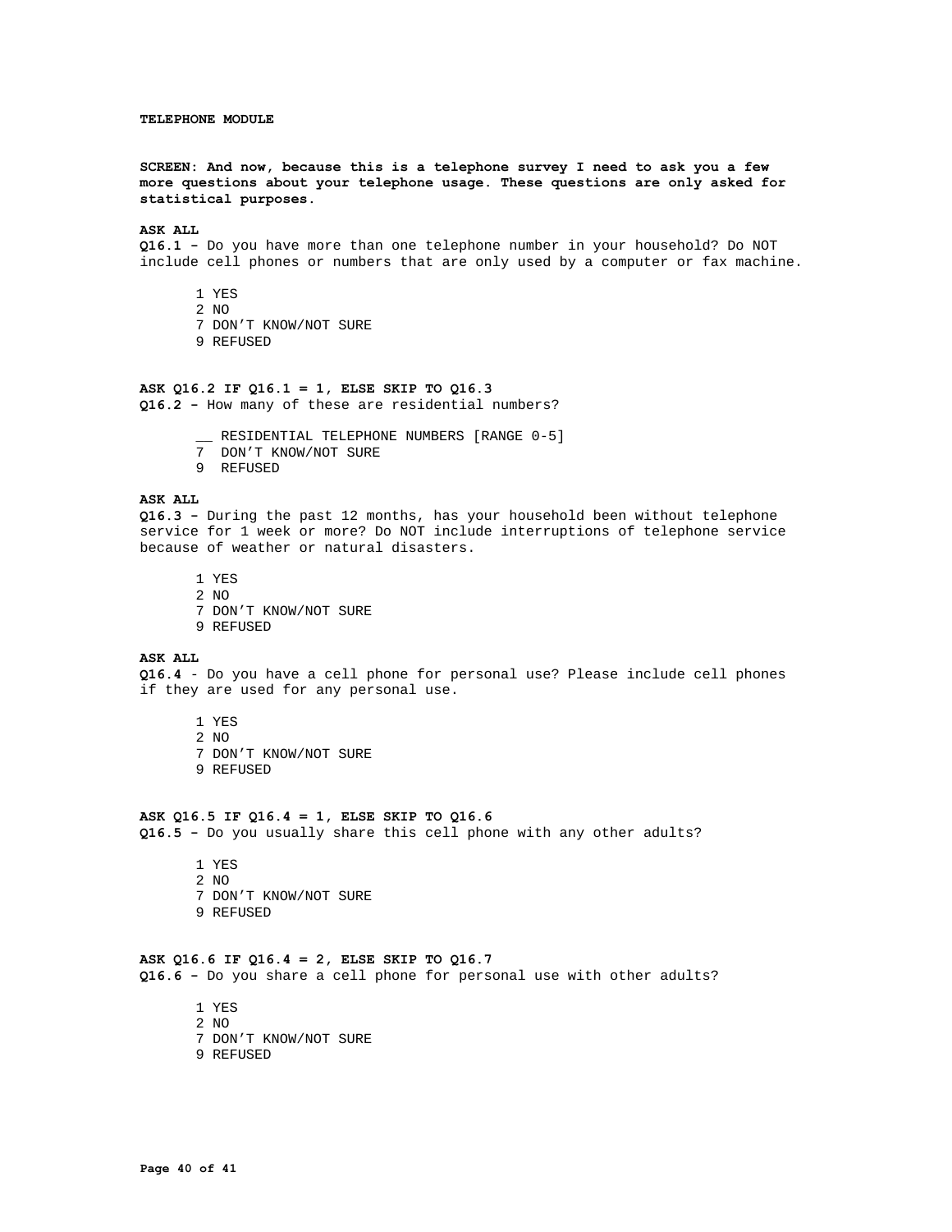**TELEPHONE MODULE**

**SCREEN: And now, because this is a telephone survey I need to ask you a few more questions about your telephone usage. These questions are only asked for statistical purposes.**

**ASK ALL**
**Q16.1 –** Do you have more than one telephone number in your household? Do NOT include cell phones or numbers that are only used by a computer or fax machine.

1 YES
2 NO
7 DON'T KNOW/NOT SURE
9 REFUSED

**ASK Q16.2 IF Q16.1 = 1, ELSE SKIP TO Q16.3**
**Q16.2 –** How many of these are residential numbers?

__ RESIDENTIAL TELEPHONE NUMBERS [RANGE 0-5]
7 DON'T KNOW/NOT SURE
9 REFUSED

**ASK ALL**
**Q16.3 –** During the past 12 months, has your household been without telephone service for 1 week or more? Do NOT include interruptions of telephone service because of weather or natural disasters.

1 YES
2 NO
7 DON'T KNOW/NOT SURE
9 REFUSED

**ASK ALL**
**Q16.4** - Do you have a cell phone for personal use? Please include cell phones if they are used for any personal use.

1 YES
2 NO
7 DON'T KNOW/NOT SURE
9 REFUSED

**ASK Q16.5 IF Q16.4 = 1, ELSE SKIP TO Q16.6**
**Q16.5 –** Do you usually share this cell phone with any other adults?

1 YES
2 NO
7 DON'T KNOW/NOT SURE
9 REFUSED

**ASK Q16.6 IF Q16.4 = 2, ELSE SKIP TO Q16.7**
**Q16.6 –** Do you share a cell phone for personal use with other adults?

1 YES
2 NO
7 DON'T KNOW/NOT SURE
9 REFUSED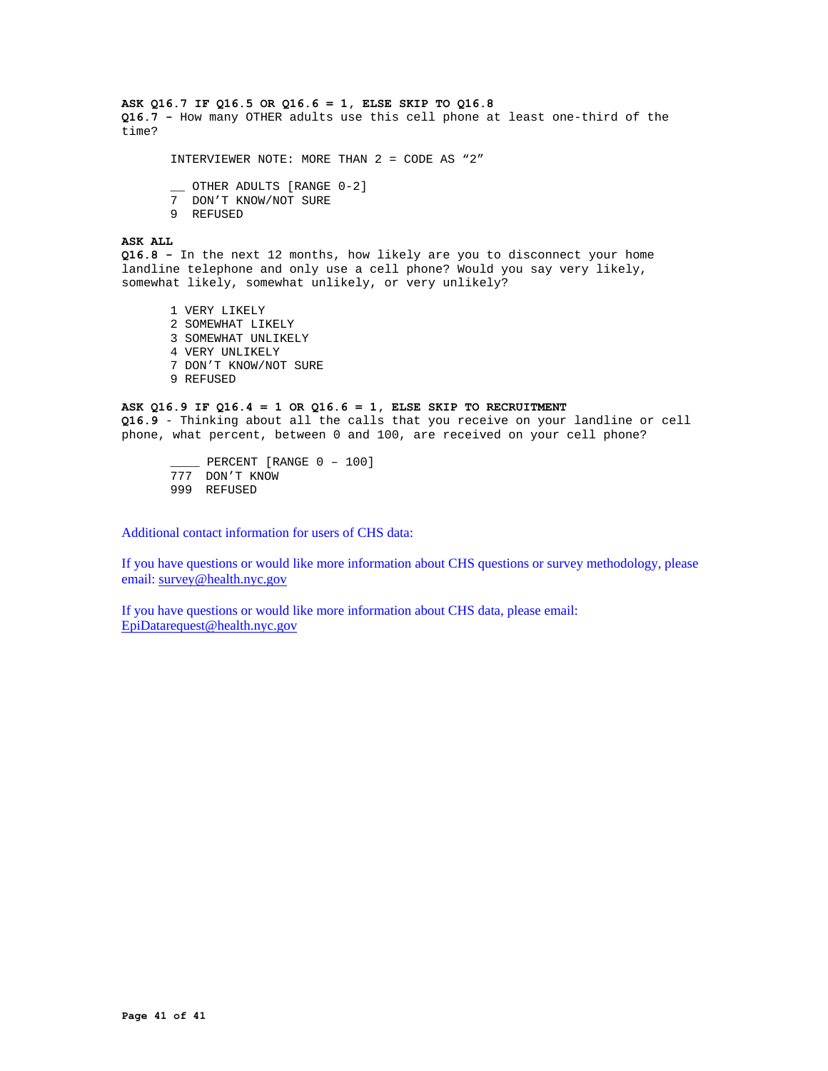**ASK Q16.7 IF Q16.5 OR Q16.6 = 1, ELSE SKIP TO Q16.8**
**Q16.7 –** How many OTHER adults use this cell phone at least one-third of the time?

INTERVIEWER NOTE: MORE THAN 2 = CODE AS "2"

__ OTHER ADULTS [RANGE 0-2]
7 DON'T KNOW/NOT SURE
9 REFUSED

**ASK ALL**
**Q16.8 –** In the next 12 months, how likely are you to disconnect your home landline telephone and only use a cell phone? Would you say very likely, somewhat likely, somewhat unlikely, or very unlikely?

1 VERY LIKELY
2 SOMEWHAT LIKELY
3 SOMEWHAT UNLIKELY
4 VERY UNLIKELY
7 DON'T KNOW/NOT SURE
9 REFUSED

**ASK Q16.9 IF Q16.4 = 1 OR Q16.6 = 1, ELSE SKIP TO RECRUITMENT**
**Q16.9** - Thinking about all the calls that you receive on your landline or cell phone, what percent, between 0 and 100, are received on your cell phone?

____ PERCENT [RANGE 0 – 100]
777 DON'T KNOW
999 REFUSED

Additional contact information for users of CHS data:

If you have questions or would like more information about CHS questions or survey methodology, please email: survey@health.nyc.gov

If you have questions or would like more information about CHS data, please email: EpiDatarequest@health.nyc.gov